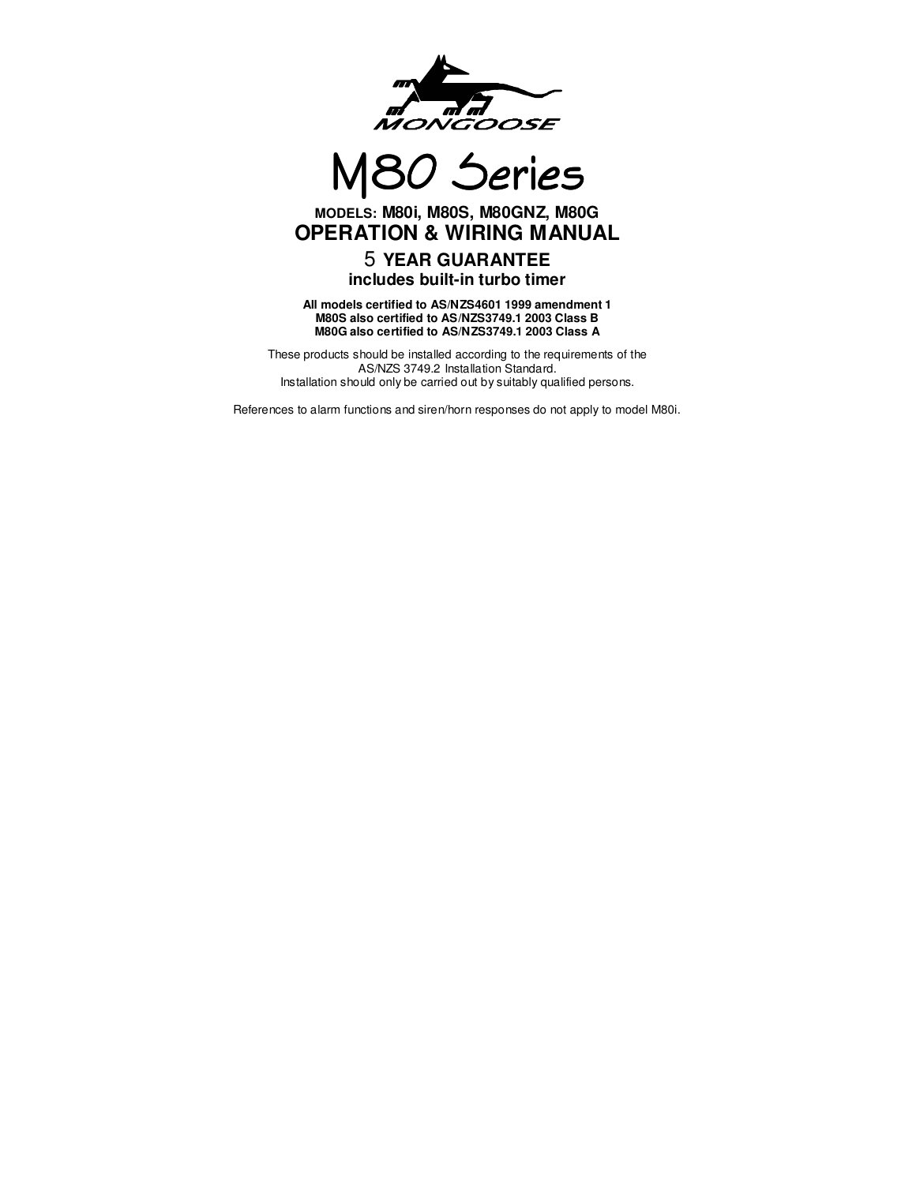MONGOOSE

# M80 Series

**MODELS: M80i, M80S, M80GNZ, M80G**

## OPERATION & WIRING MANUAL

**5 YEAR GUARANTEE**

**includes built-in turbo timer**

**All models certified to AS/NZS4601 1999 amendment 1**
**M80S also certified to AS/NZS3749.1 2003 Class B**
**M80G also certified to AS/NZS3749.1 2003 Class A**

These products should be installed according to the requirements of the AS/NZS 3749.2 Installation Standard.
Installation should only be carried out by suitably qualified persons.

References to alarm functions and siren/horn responses do not apply to model M80i.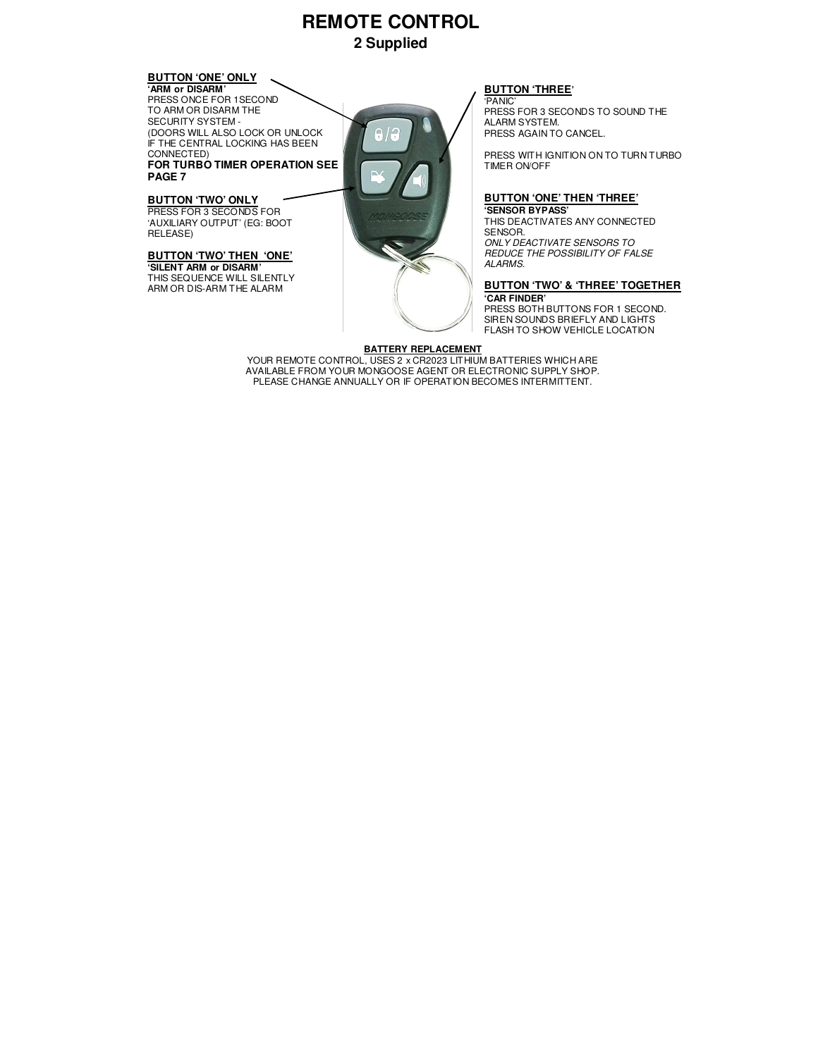# REMOTE CONTROL

## 2 Supplied

**BUTTON 'ONE' ONLY**
**'ARM or DISARM'**
PRESS ONCE FOR 1SECOND TO ARM OR DISARM THE SECURITY SYSTEM -
(DOORS WILL ALSO LOCK OR UNLOCK IF THE CENTRAL LOCKING HAS BEEN CONNECTED)
**FOR TURBO TIMER OPERATION SEE PAGE 7**

**BUTTON 'TWO' ONLY**
PRESS FOR 3 SECONDS FOR 'AUXILIARY OUTPUT' (EG: BOOT RELEASE)

**BUTTON 'TWO' THEN 'ONE'**
**'SILENT ARM or DISARM'**
THIS SEQUENCE WILL SILENTLY ARM OR DIS-ARM THE ALARM

**BUTTON 'THREE'**
'PANIC'
PRESS FOR 3 SECONDS TO SOUND THE ALARM SYSTEM.
PRESS AGAIN TO CANCEL.

PRESS WITH IGNITION ON TO TURN TURBO TIMER ON/OFF

**BUTTON 'ONE' THEN 'THREE'**
**'SENSOR BYPASS'**
THIS DEACTIVATES ANY CONNECTED SENSOR.
*ONLY DEACTIVATE SENSORS TO REDUCE THE POSSIBILITY OF FALSE ALARMS.*

**BUTTON 'TWO' & 'THREE' TOGETHER**
**'CAR FINDER'**
PRESS BOTH BUTTONS FOR 1 SECOND.
SIREN SOUNDS BRIEFLY AND LIGHTS FLASH TO SHOW VEHICLE LOCATION

**BATTERY REPLACEMENT**
YOUR REMOTE CONTROL, USES 2 x CR2023 LITHIUM BATTERIES WHICH ARE AVAILABLE FROM YOUR MONGOOSE AGENT OR ELECTRONIC SUPPLY SHOP.
PLEASE CHANGE ANNUALLY OR IF OPERATION BECOMES INTERMITTENT.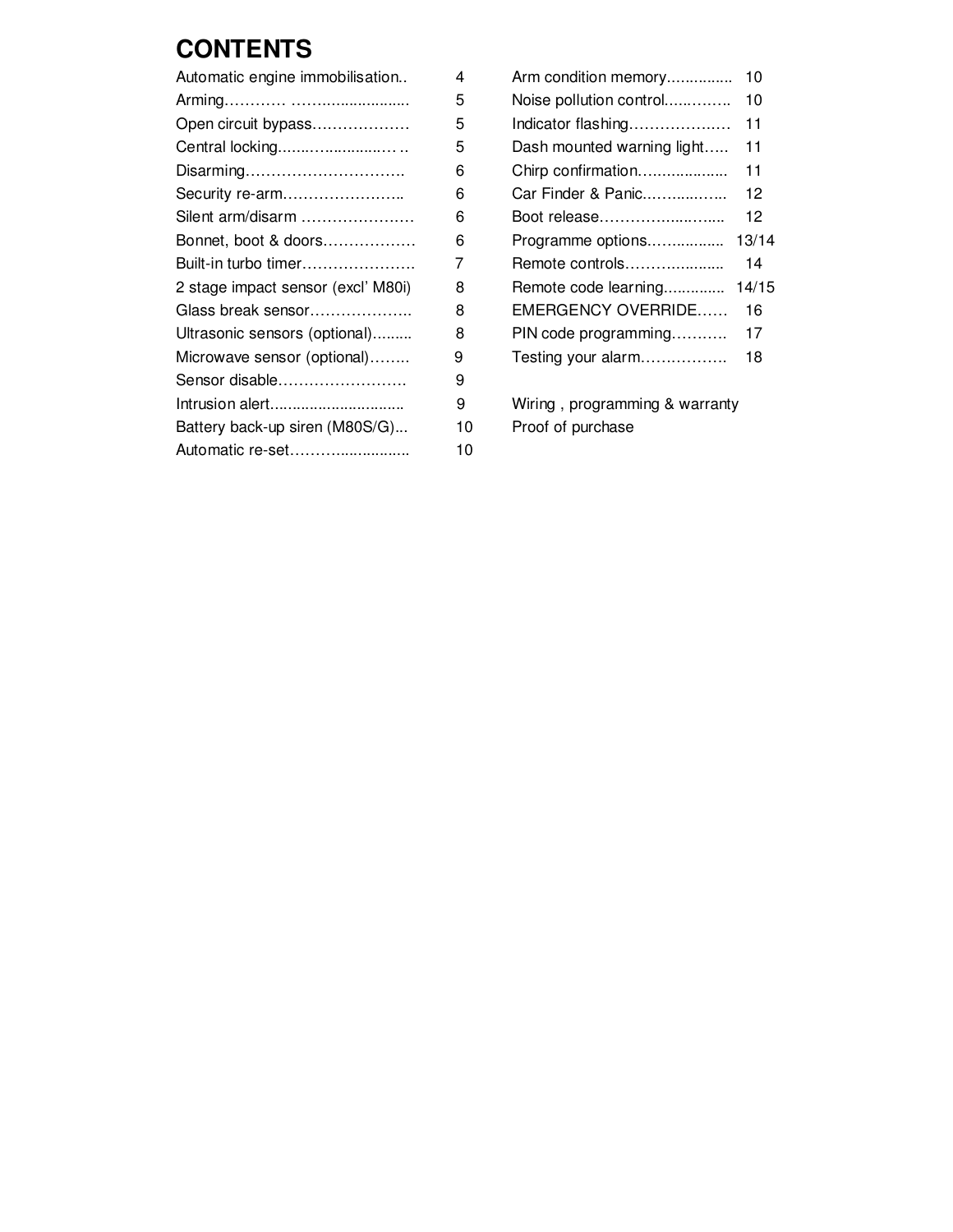# CONTENTS

| | |
|---|---|
| Automatic engine immobilisation.. | 4 |
| Arming………… ……................... | 5 |
| Open circuit bypass……………… | 5 |
| Central locking.......…............… .. | 5 |
| Disarming…………………………. | 6 |
| Security re-arm………………….. | 6 |
| Silent arm/disarm ………………… | 6 |
| Bonnet, boot & doors……………… | 6 |
| Built-in turbo timer………………… | 7 |
| 2 stage impact sensor (excl' M80i) | 8 |
| Glass break sensor……………….. | 8 |
| Ultrasonic sensors (optional)......... | 8 |
| Microwave sensor (optional)…….. | 9 |
| Sensor disable……………………. | 9 |
| Intrusion alert….......................... | 9 |
| Battery back-up siren (M80S/G)... | 10 |
| Automatic re-set……….................. | 10 |
| Arm condition memory…............ | 10 |
| Noise pollution control.….…….. | 10 |
| Indicator flashing………………… | 11 |
| Dash mounted warning light….. | 11 |
| Chirp confirmation…................. | 11 |
| Car Finder & Panic.……...…... | 12 |
| Boot release……………...…..... | 12 |
| Programme options.…............ | 13/14 |
| Remote controls………........... | 14 |
| Remote code learning.............. | 14/15 |
| EMERGENCY OVERRIDE…… | 16 |
| PIN code programming………. | 17 |
| Testing your alarm……………. | 18 |
| Wiring , programming & warranty | |
| Proof of purchase | |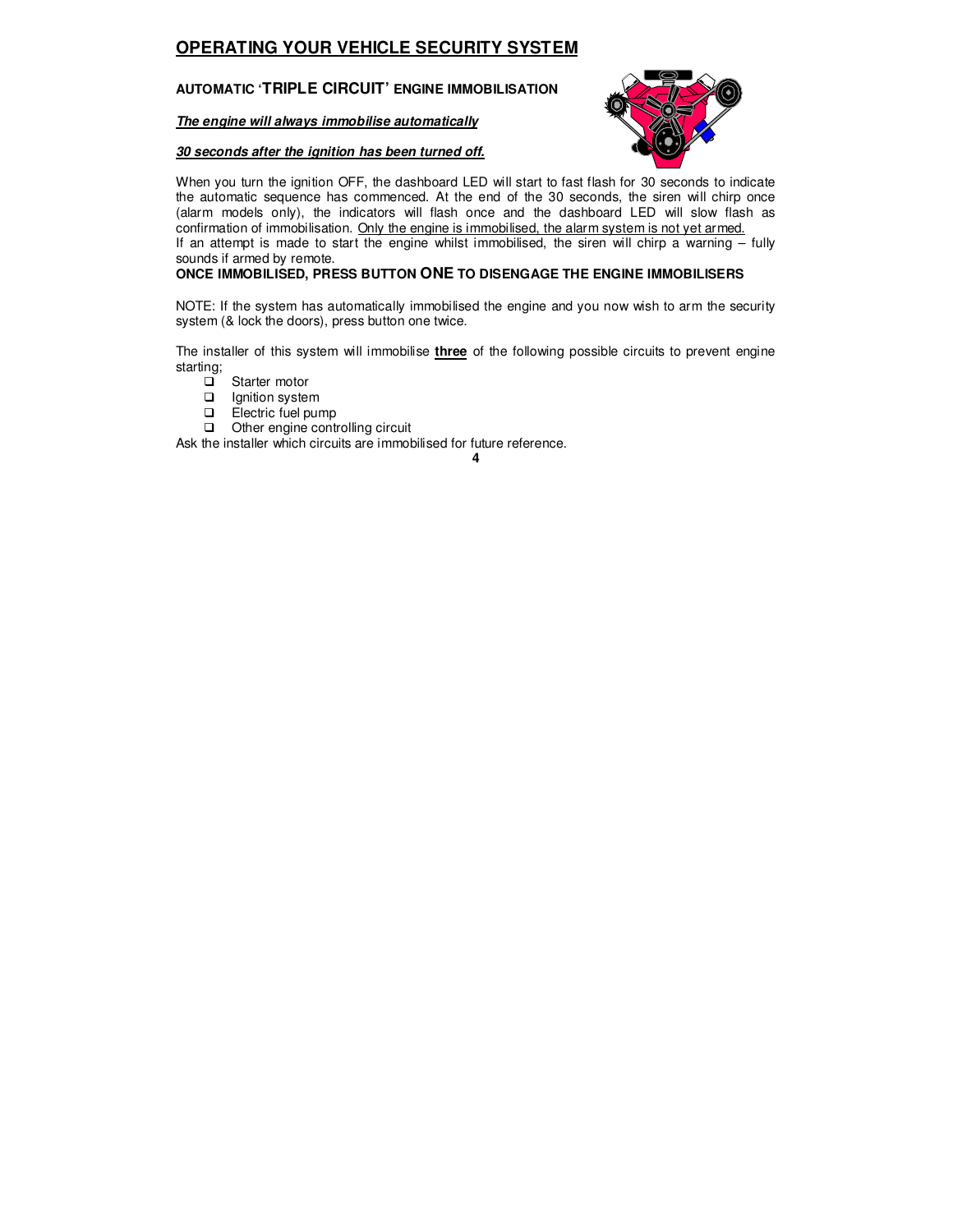## OPERATING YOUR VEHICLE SECURITY SYSTEM

### AUTOMATIC 'TRIPLE CIRCUIT' ENGINE IMMOBILISATION

***The engine will always immobilise automatically***

***30 seconds after the ignition has been turned off.***

When you turn the ignition OFF, the dashboard LED will start to fast flash for 30 seconds to indicate the automatic sequence has commenced. At the end of the 30 seconds, the siren will chirp once (alarm models only), the indicators will flash once and the dashboard LED will slow flash as confirmation of immobilisation. Only the engine is immobilised, the alarm system is not yet armed.
If an attempt is made to start the engine whilst immobilised, the siren will chirp a warning – fully sounds if armed by remote.

**ONCE IMMOBILISED, PRESS BUTTON ONE TO DISENGAGE THE ENGINE IMMOBILISERS**

NOTE: If the system has automatically immobilised the engine and you now wish to arm the security system (& lock the doors), press button one twice.

The installer of this system will immobilise **three** of the following possible circuits to prevent engine starting;

- ❑ Starter motor
- ❑ Ignition system
- ❑ Electric fuel pump
- ❑ Other engine controlling circuit

Ask the installer which circuits are immobilised for future reference.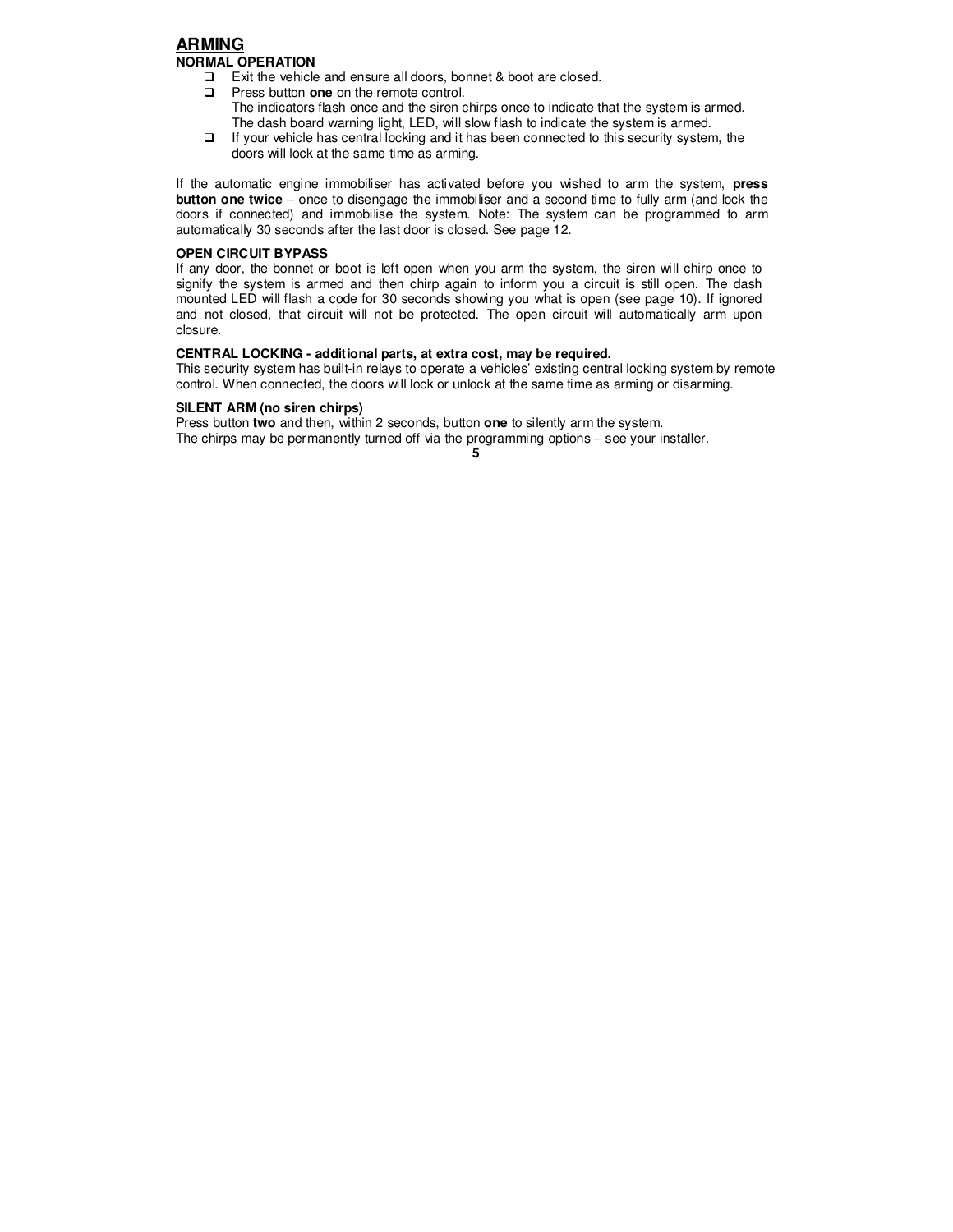## ARMING

### NORMAL OPERATION

- Exit the vehicle and ensure all doors, bonnet & boot are closed.
- Press button **one** on the remote control.
  The indicators flash once and the siren chirps once to indicate that the system is armed.
  The dash board warning light, LED, will slow flash to indicate the system is armed.
- If your vehicle has central locking and it has been connected to this security system, the doors will lock at the same time as arming.

If the automatic engine immobiliser has activated before you wished to arm the system, **press button one twice** – once to disengage the immobiliser and a second time to fully arm (and lock the doors if connected) and immobilise the system. Note: The system can be programmed to arm automatically 30 seconds after the last door is closed. See page 12.

### OPEN CIRCUIT BYPASS

If any door, the bonnet or boot is left open when you arm the system, the siren will chirp once to signify the system is armed and then chirp again to inform you a circuit is still open. The dash mounted LED will flash a code for 30 seconds showing you what is open (see page 10). If ignored and not closed, that circuit will not be protected. The open circuit will automatically arm upon closure.

### CENTRAL LOCKING - additional parts, at extra cost, may be required.

This security system has built-in relays to operate a vehicles' existing central locking system by remote control. When connected, the doors will lock or unlock at the same time as arming or disarming.

### SILENT ARM (no siren chirps)

Press button **two** and then, within 2 seconds, button **one** to silently arm the system.
The chirps may be permanently turned off via the programming options – see your installer.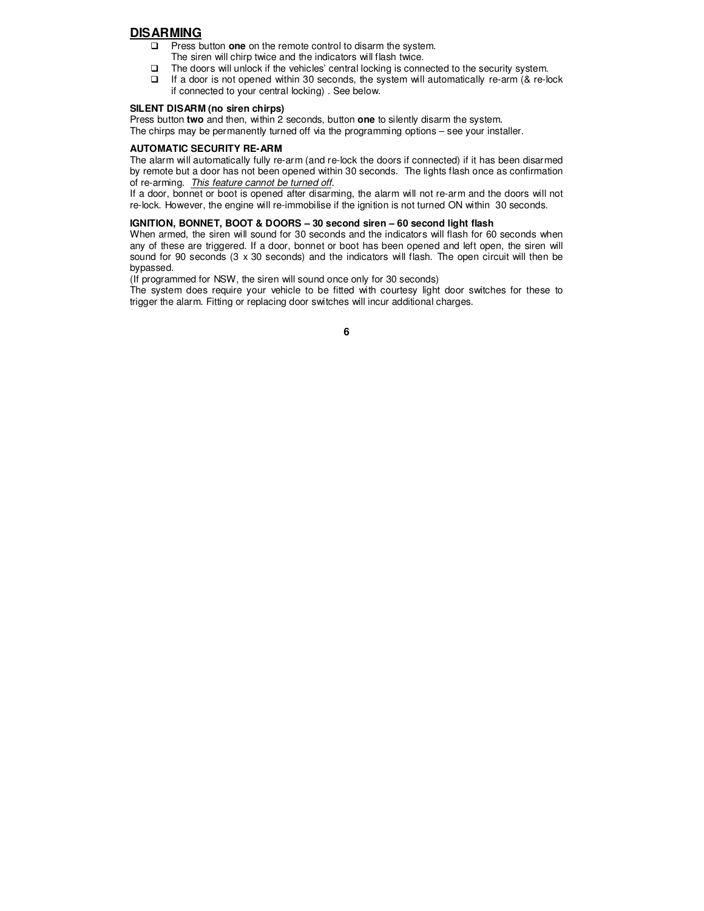## DISARMING

- Press button **one** on the remote control to disarm the system.
  The siren will chirp twice and the indicators will flash twice.
- The doors will unlock if the vehicles' central locking is connected to the security system.
- If a door is not opened within 30 seconds, the system will automatically re-arm (& re-lock if connected to your central locking) . See below.

**SILENT DISARM (no siren chirps)**

Press button **two** and then, within 2 seconds, button **one** to silently disarm the system.
The chirps may be permanently turned off via the programming options – see your installer.

**AUTOMATIC SECURITY RE-ARM**

The alarm will automatically fully re-arm (and re-lock the doors if connected) if it has been disarmed by remote but a door has not been opened within 30 seconds. The lights flash once as confirmation of re-arming. *This feature cannot be turned off.*

If a door, bonnet or boot is opened after disarming, the alarm will not re-arm and the doors will not re-lock. However, the engine will re-immobilise if the ignition is not turned ON within 30 seconds.

**IGNITION, BONNET, BOOT & DOORS – 30 second siren – 60 second light flash**

When armed, the siren will sound for 30 seconds and the indicators will flash for 60 seconds when any of these are triggered. If a door, bonnet or boot has been opened and left open, the siren will sound for 90 seconds (3 x 30 seconds) and the indicators will flash. The open circuit will then be bypassed.

(If programmed for NSW, the siren will sound once only for 30 seconds)

The system does require your vehicle to be fitted with courtesy light door switches for these to trigger the alarm. Fitting or replacing door switches will incur additional charges.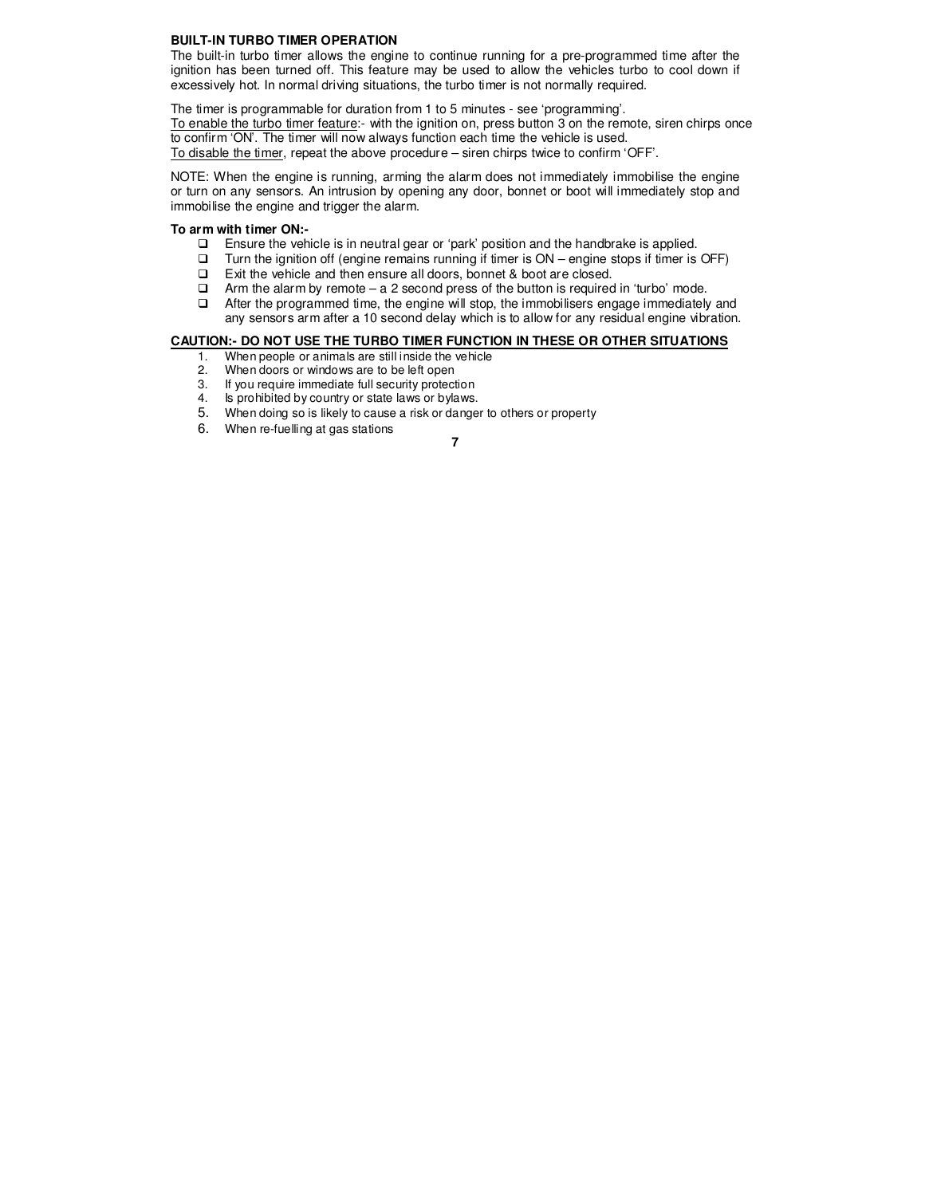**BUILT-IN TURBO TIMER OPERATION**

The built-in turbo timer allows the engine to continue running for a pre-programmed time after the ignition has been turned off. This feature may be used to allow the vehicles turbo to cool down if excessively hot. In normal driving situations, the turbo timer is not normally required.

The timer is programmable for duration from 1 to 5 minutes - see 'programming'.
To enable the turbo timer feature:- with the ignition on, press button 3 on the remote, siren chirps once to confirm 'ON'. The timer will now always function each time the vehicle is used.
To disable the timer, repeat the above procedure – siren chirps twice to confirm 'OFF'.

NOTE: When the engine is running, arming the alarm does not immediately immobilise the engine or turn on any sensors. An intrusion by opening any door, bonnet or boot will immediately stop and immobilise the engine and trigger the alarm.

**To arm with timer ON:-**

- Ensure the vehicle is in neutral gear or 'park' position and the handbrake is applied.
- Turn the ignition off (engine remains running if timer is ON – engine stops if timer is OFF)
- Exit the vehicle and then ensure all doors, bonnet & boot are closed.
- Arm the alarm by remote – a 2 second press of the button is required in 'turbo' mode.
- After the programmed time, the engine will stop, the immobilisers engage immediately and any sensors arm after a 10 second delay which is to allow for any residual engine vibration.

**CAUTION:- DO NOT USE THE TURBO TIMER FUNCTION IN THESE OR OTHER SITUATIONS**

1. When people or animals are still inside the vehicle
2. When doors or windows are to be left open
3. If you require immediate full security protection
4. Is prohibited by country or state laws or bylaws.
5. When doing so is likely to cause a risk or danger to others or property
6. When re-fuelling at gas stations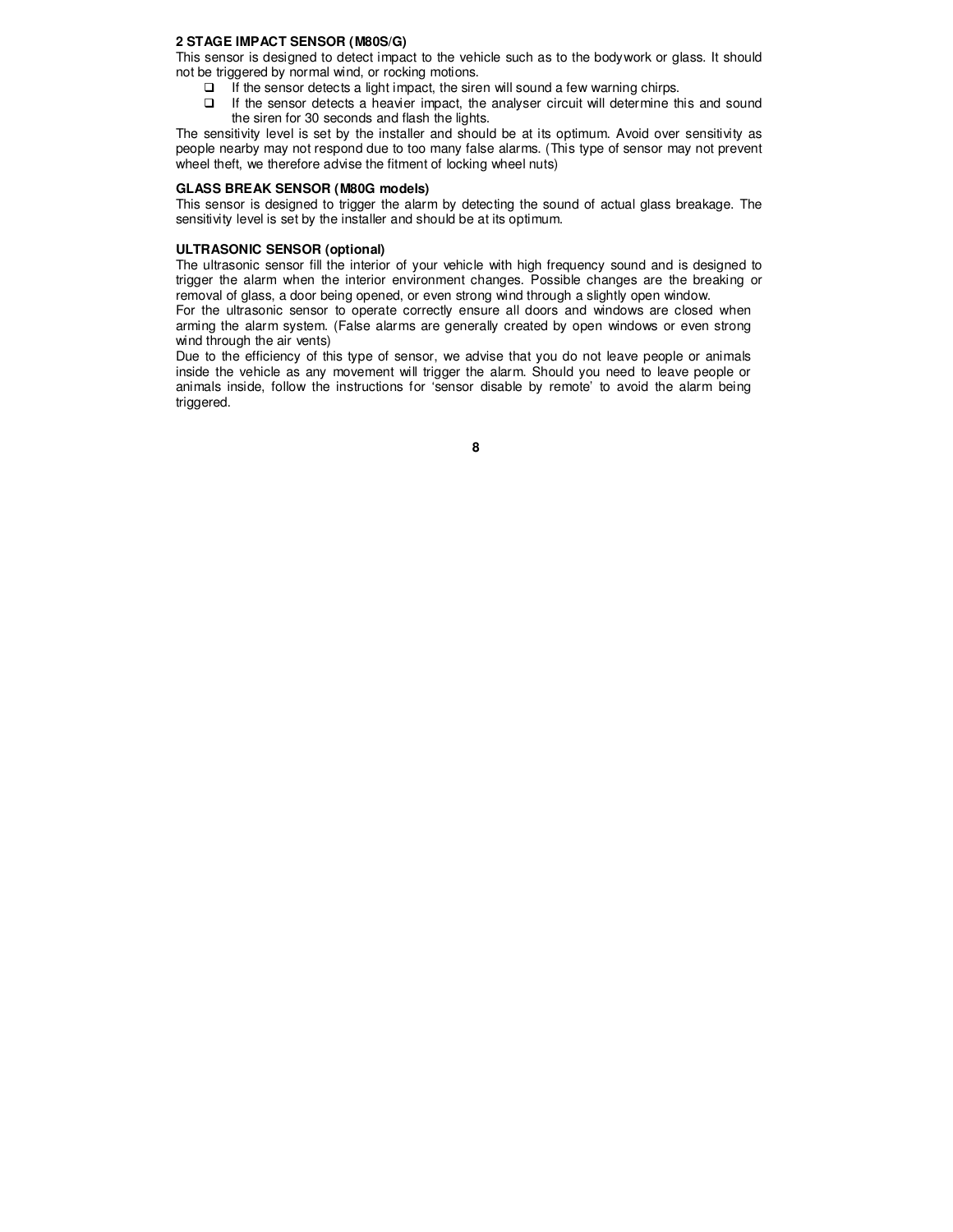**2 STAGE IMPACT SENSOR (M80S/G)**

This sensor is designed to detect impact to the vehicle such as to the bodywork or glass. It should not be triggered by normal wind, or rocking motions.

- If the sensor detects a light impact, the siren will sound a few warning chirps.
- If the sensor detects a heavier impact, the analyser circuit will determine this and sound the siren for 30 seconds and flash the lights.

The sensitivity level is set by the installer and should be at its optimum. Avoid over sensitivity as people nearby may not respond due to too many false alarms. (This type of sensor may not prevent wheel theft, we therefore advise the fitment of locking wheel nuts)

**GLASS BREAK SENSOR (M80G models)**

This sensor is designed to trigger the alarm by detecting the sound of actual glass breakage. The sensitivity level is set by the installer and should be at its optimum.

**ULTRASONIC SENSOR (optional)**

The ultrasonic sensor fill the interior of your vehicle with high frequency sound and is designed to trigger the alarm when the interior environment changes. Possible changes are the breaking or removal of glass, a door being opened, or even strong wind through a slightly open window.

For the ultrasonic sensor to operate correctly ensure all doors and windows are closed when arming the alarm system. (False alarms are generally created by open windows or even strong wind through the air vents)

Due to the efficiency of this type of sensor, we advise that you do not leave people or animals inside the vehicle as any movement will trigger the alarm. Should you need to leave people or animals inside, follow the instructions for 'sensor disable by remote' to avoid the alarm being triggered.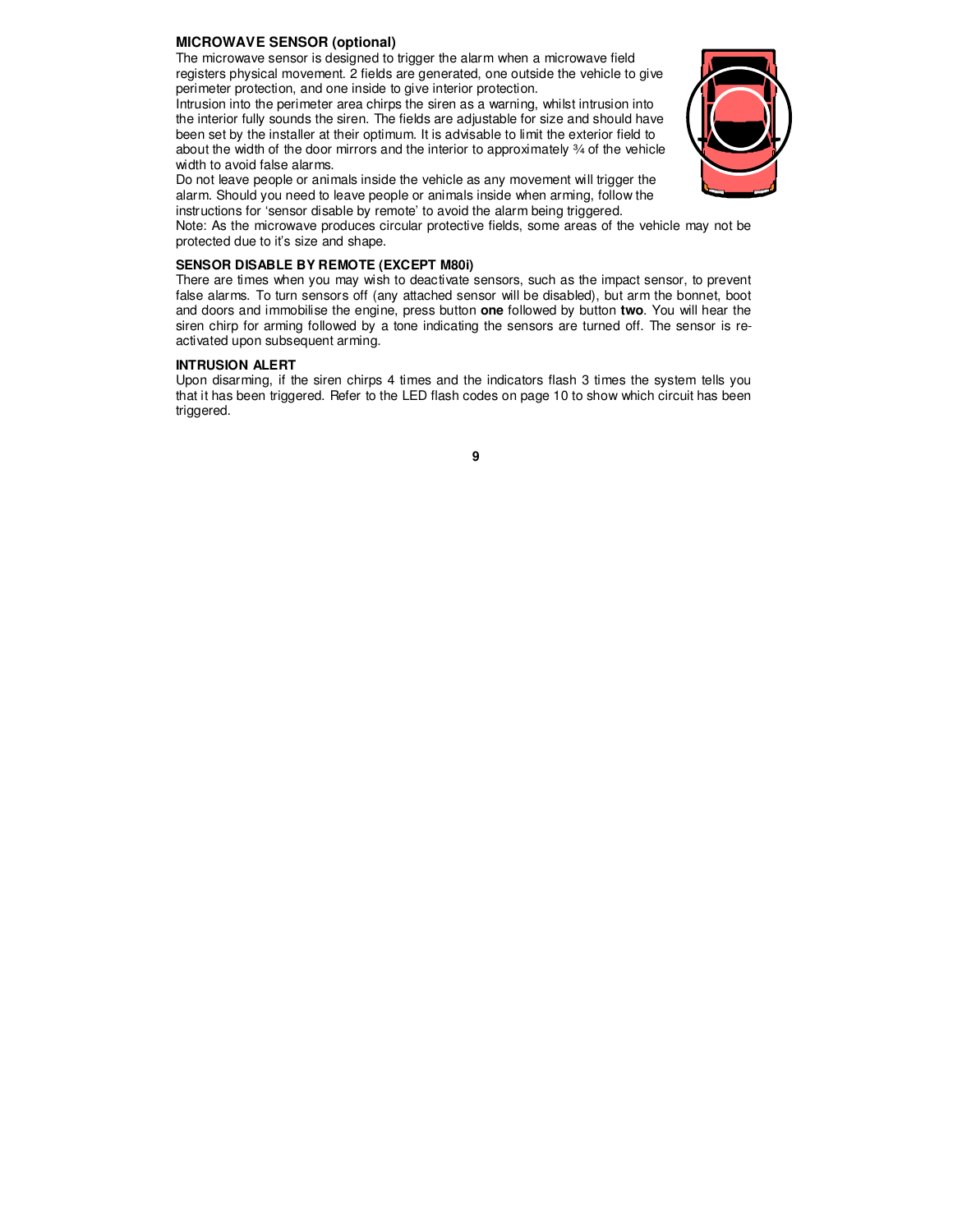## MICROWAVE SENSOR (optional)

The microwave sensor is designed to trigger the alarm when a microwave field registers physical movement. 2 fields are generated, one outside the vehicle to give perimeter protection, and one inside to give interior protection.

Intrusion into the perimeter area chirps the siren as a warning, whilst intrusion into the interior fully sounds the siren. The fields are adjustable for size and should have been set by the installer at their optimum. It is advisable to limit the exterior field to about the width of the door mirrors and the interior to approximately ¾ of the vehicle width to avoid false alarms.

Do not leave people or animals inside the vehicle as any movement will trigger the alarm. Should you need to leave people or animals inside when arming, follow the instructions for 'sensor disable by remote' to avoid the alarm being triggered.

Note: As the microwave produces circular protective fields, some areas of the vehicle may not be protected due to it's size and shape.

## SENSOR DISABLE BY REMOTE (EXCEPT M80i)

There are times when you may wish to deactivate sensors, such as the impact sensor, to prevent false alarms. To turn sensors off (any attached sensor will be disabled), but arm the bonnet, boot and doors and immobilise the engine, press button **one** followed by button **two**. You will hear the siren chirp for arming followed by a tone indicating the sensors are turned off. The sensor is re-activated upon subsequent arming.

## INTRUSION ALERT

Upon disarming, if the siren chirps 4 times and the indicators flash 3 times the system tells you that it has been triggered. Refer to the LED flash codes on page 10 to show which circuit has been triggered.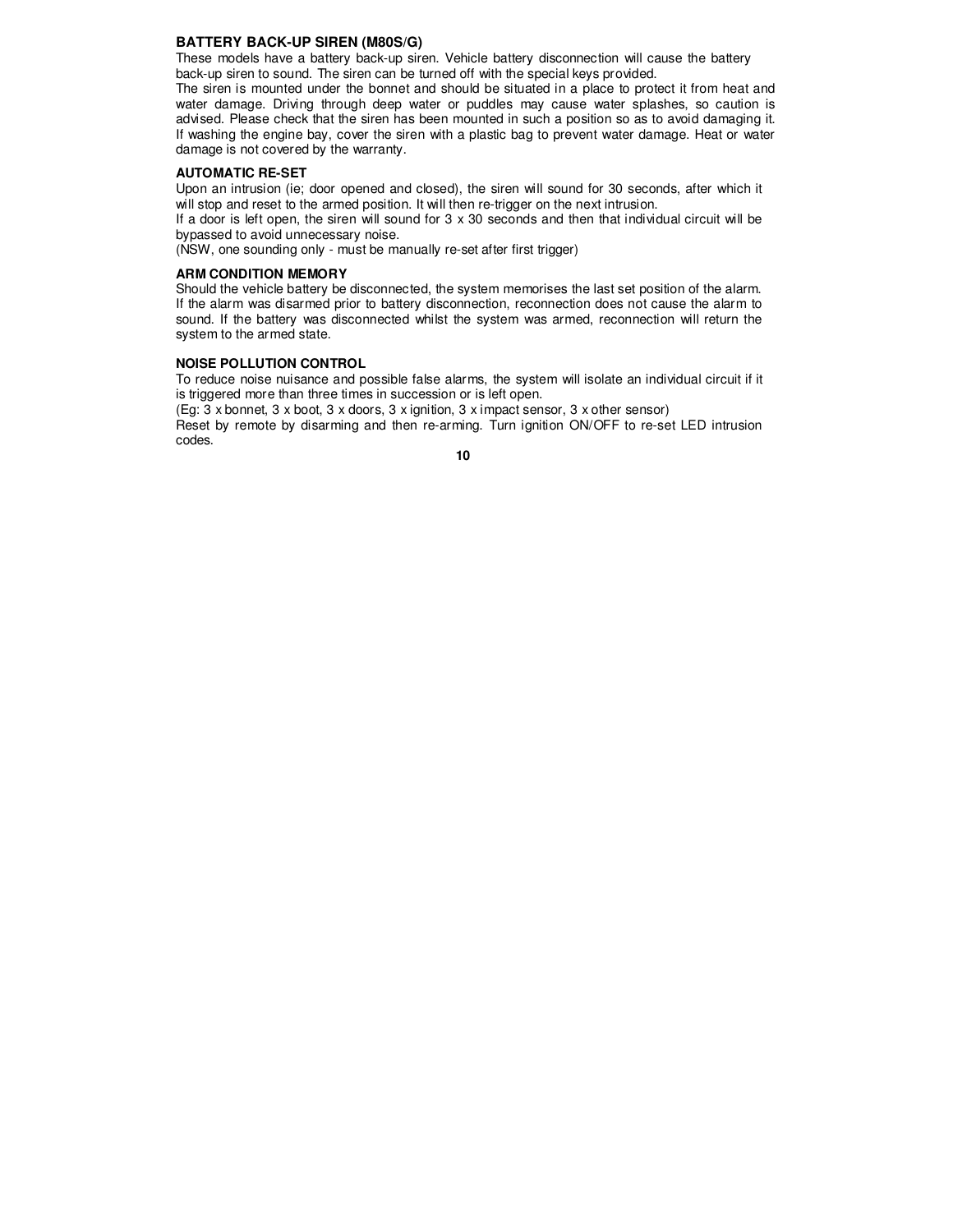## BATTERY BACK-UP SIREN (M80S/G)

These models have a battery back-up siren. Vehicle battery disconnection will cause the battery back-up siren to sound. The siren can be turned off with the special keys provided.

The siren is mounted under the bonnet and should be situated in a place to protect it from heat and water damage. Driving through deep water or puddles may cause water splashes, so caution is advised. Please check that the siren has been mounted in such a position so as to avoid damaging it. If washing the engine bay, cover the siren with a plastic bag to prevent water damage. Heat or water damage is not covered by the warranty.

## AUTOMATIC RE-SET

Upon an intrusion (ie; door opened and closed), the siren will sound for 30 seconds, after which it will stop and reset to the armed position. It will then re-trigger on the next intrusion.

If a door is left open, the siren will sound for 3 x 30 seconds and then that individual circuit will be bypassed to avoid unnecessary noise.

(NSW, one sounding only - must be manually re-set after first trigger)

## ARM CONDITION MEMORY

Should the vehicle battery be disconnected, the system memorises the last set position of the alarm. If the alarm was disarmed prior to battery disconnection, reconnection does not cause the alarm to sound. If the battery was disconnected whilst the system was armed, reconnection will return the system to the armed state.

## NOISE POLLUTION CONTROL

To reduce noise nuisance and possible false alarms, the system will isolate an individual circuit if it is triggered more than three times in succession or is left open.

(Eg: 3 x bonnet, 3 x boot, 3 x doors, 3 x ignition, 3 x impact sensor, 3 x other sensor)

Reset by remote by disarming and then re-arming. Turn ignition ON/OFF to re-set LED intrusion codes.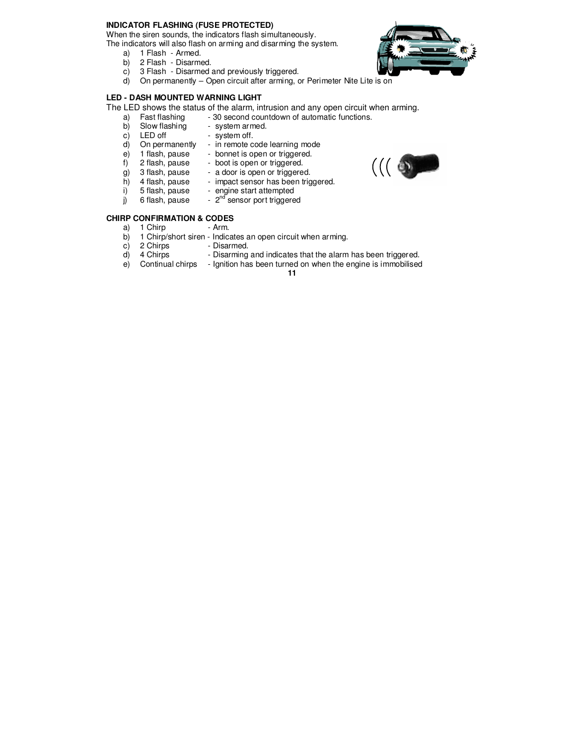**INDICATOR FLASHING (FUSE PROTECTED)**

When the siren sounds, the indicators flash simultaneously.
The indicators will also flash on arming and disarming the system.

a) 1 Flash - Armed.
b) 2 Flash - Disarmed.
c) 3 Flash - Disarmed and previously triggered.
d) On permanently – Open circuit after arming, or Perimeter Nite Lite is on

**LED - DASH MOUNTED WARNING LIGHT**

The LED shows the status of the alarm, intrusion and any open circuit when arming.

a) Fast flashing - 30 second countdown of automatic functions.
b) Slow flashing - system armed.
c) LED off - system off.
d) On permanently - in remote code learning mode
e) 1 flash, pause - bonnet is open or triggered.
f) 2 flash, pause - boot is open or triggered.
g) 3 flash, pause - a door is open or triggered.
h) 4 flash, pause - impact sensor has been triggered.
i) 5 flash, pause - engine start attempted
j) 6 flash, pause - 2nd sensor port triggered

**CHIRP CONFIRMATION & CODES**

a) 1 Chirp - Arm.
b) 1 Chirp/short siren - Indicates an open circuit when arming.
c) 2 Chirps - Disarmed.
d) 4 Chirps - Disarming and indicates that the alarm has been triggered.
e) Continual chirps - Ignition has been turned on when the engine is immobilised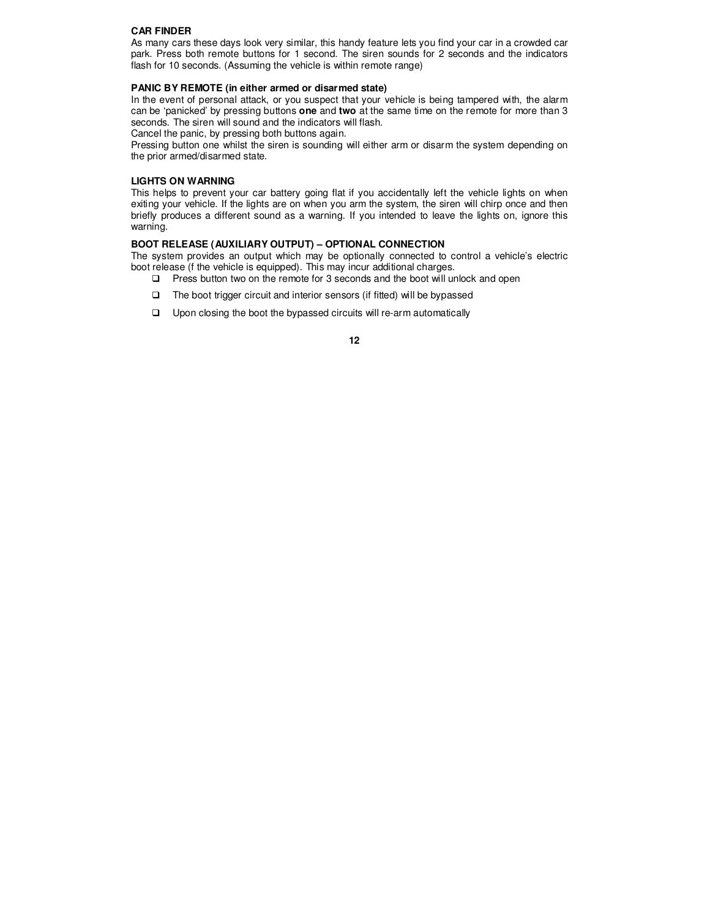**CAR FINDER**

As many cars these days look very similar, this handy feature lets you find your car in a crowded car park. Press both remote buttons for 1 second. The siren sounds for 2 seconds and the indicators flash for 10 seconds. (Assuming the vehicle is within remote range)

**PANIC BY REMOTE (in either armed or disarmed state)**

In the event of personal attack, or you suspect that your vehicle is being tampered with, the alarm can be 'panicked' by pressing buttons **one** and **two** at the same time on the remote for more than 3 seconds. The siren will sound and the indicators will flash.

Cancel the panic, by pressing both buttons again.

Pressing button one whilst the siren is sounding will either arm or disarm the system depending on the prior armed/disarmed state.

**LIGHTS ON WARNING**

This helps to prevent your car battery going flat if you accidentally left the vehicle lights on when exiting your vehicle. If the lights are on when you arm the system, the siren will chirp once and then briefly produces a different sound as a warning. If you intended to leave the lights on, ignore this warning.

**BOOT RELEASE (AUXILIARY OUTPUT) – OPTIONAL CONNECTION**

The system provides an output which may be optionally connected to control a vehicle's electric boot release (f the vehicle is equipped). This may incur additional charges.

- Press button two on the remote for 3 seconds and the boot will unlock and open
- The boot trigger circuit and interior sensors (if fitted) will be bypassed
- Upon closing the boot the bypassed circuits will re-arm automatically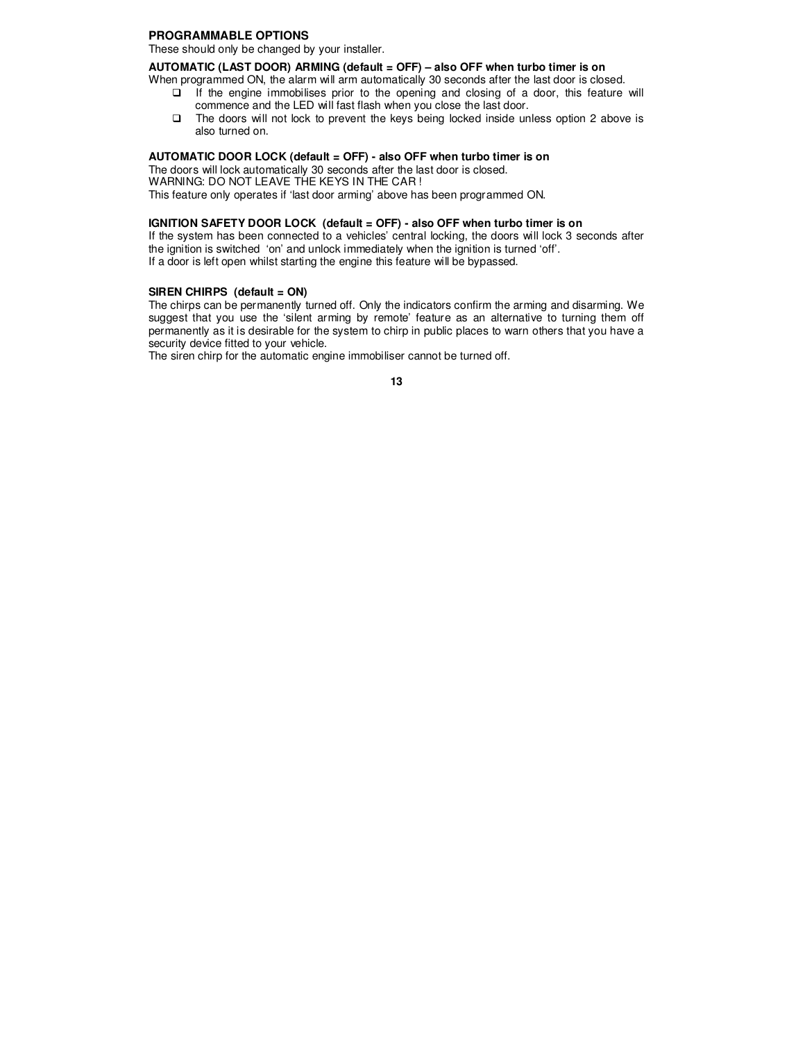## PROGRAMMABLE OPTIONS

These should only be changed by your installer.

**AUTOMATIC (LAST DOOR) ARMING (default = OFF) – also OFF when turbo timer is on**

When programmed ON, the alarm will arm automatically 30 seconds after the last door is closed.

- If the engine immobilises prior to the opening and closing of a door, this feature will commence and the LED will fast flash when you close the last door.
- The doors will not lock to prevent the keys being locked inside unless option 2 above is also turned on.

**AUTOMATIC DOOR LOCK (default = OFF) - also OFF when turbo timer is on**

The doors will lock automatically 30 seconds after the last door is closed.
WARNING: DO NOT LEAVE THE KEYS IN THE CAR !
This feature only operates if 'last door arming' above has been programmed ON.

**IGNITION SAFETY DOOR LOCK (default = OFF) - also OFF when turbo timer is on**

If the system has been connected to a vehicles' central locking, the doors will lock 3 seconds after the ignition is switched 'on' and unlock immediately when the ignition is turned 'off'.
If a door is left open whilst starting the engine this feature will be bypassed.

**SIREN CHIRPS (default = ON)**

The chirps can be permanently turned off. Only the indicators confirm the arming and disarming. We suggest that you use the 'silent arming by remote' feature as an alternative to turning them off permanently as it is desirable for the system to chirp in public places to warn others that you have a security device fitted to your vehicle.
The siren chirp for the automatic engine immobiliser cannot be turned off.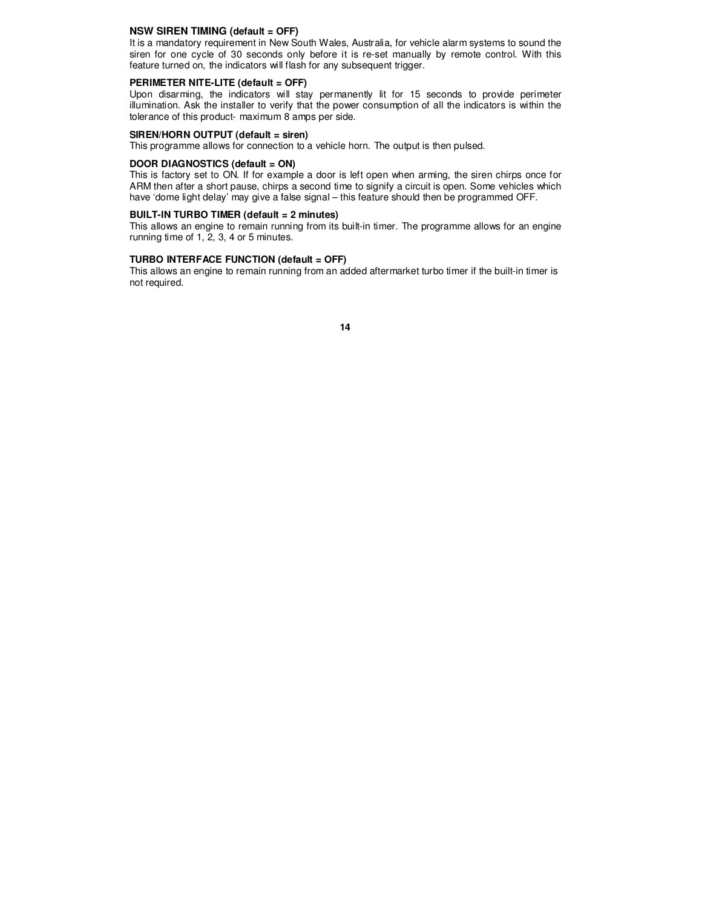**NSW SIREN TIMING (default = OFF)**
It is a mandatory requirement in New South Wales, Australia, for vehicle alarm systems to sound the siren for one cycle of 30 seconds only before it is re-set manually by remote control. With this feature turned on, the indicators will flash for any subsequent trigger.

**PERIMETER NITE-LITE (default = OFF)**
Upon disarming, the indicators will stay permanently lit for 15 seconds to provide perimeter illumination. Ask the installer to verify that the power consumption of all the indicators is within the tolerance of this product- maximum 8 amps per side.

**SIREN/HORN OUTPUT (default = siren)**
This programme allows for connection to a vehicle horn. The output is then pulsed.

**DOOR DIAGNOSTICS (default = ON)**
This is factory set to ON. If for example a door is left open when arming, the siren chirps once for ARM then after a short pause, chirps a second time to signify a circuit is open. Some vehicles which have 'dome light delay' may give a false signal – this feature should then be programmed OFF.

**BUILT-IN TURBO TIMER (default = 2 minutes)**
This allows an engine to remain running from its built-in timer. The programme allows for an engine running time of 1, 2, 3, 4 or 5 minutes.

**TURBO INTERFACE FUNCTION (default = OFF)**
This allows an engine to remain running from an added aftermarket turbo timer if the built-in timer is not required.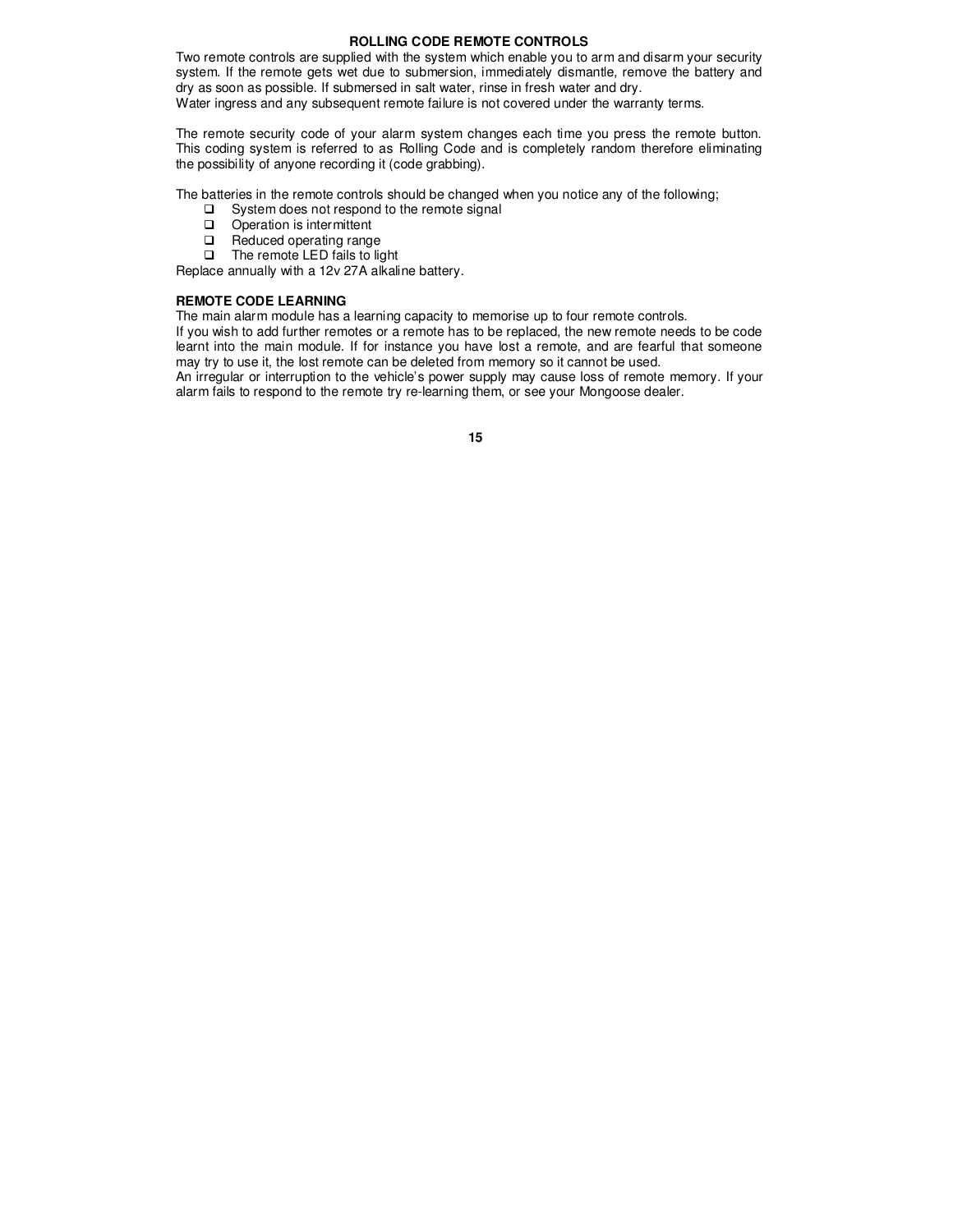## ROLLING CODE REMOTE CONTROLS

Two remote controls are supplied with the system which enable you to arm and disarm your security system. If the remote gets wet due to submersion, immediately dismantle, remove the battery and dry as soon as possible. If submersed in salt water, rinse in fresh water and dry.
Water ingress and any subsequent remote failure is not covered under the warranty terms.

The remote security code of your alarm system changes each time you press the remote button. This coding system is referred to as Rolling Code and is completely random therefore eliminating the possibility of anyone recording it (code grabbing).

The batteries in the remote controls should be changed when you notice any of the following;

- System does not respond to the remote signal
- Operation is intermittent
- Reduced operating range
- The remote LED fails to light

Replace annually with a 12v 27A alkaline battery.

### REMOTE CODE LEARNING

The main alarm module has a learning capacity to memorise up to four remote controls.
If you wish to add further remotes or a remote has to be replaced, the new remote needs to be code learnt into the main module. If for instance you have lost a remote, and are fearful that someone may try to use it, the lost remote can be deleted from memory so it cannot be used.
An irregular or interruption to the vehicle's power supply may cause loss of remote memory. If your alarm fails to respond to the remote try re-learning them, or see your Mongoose dealer.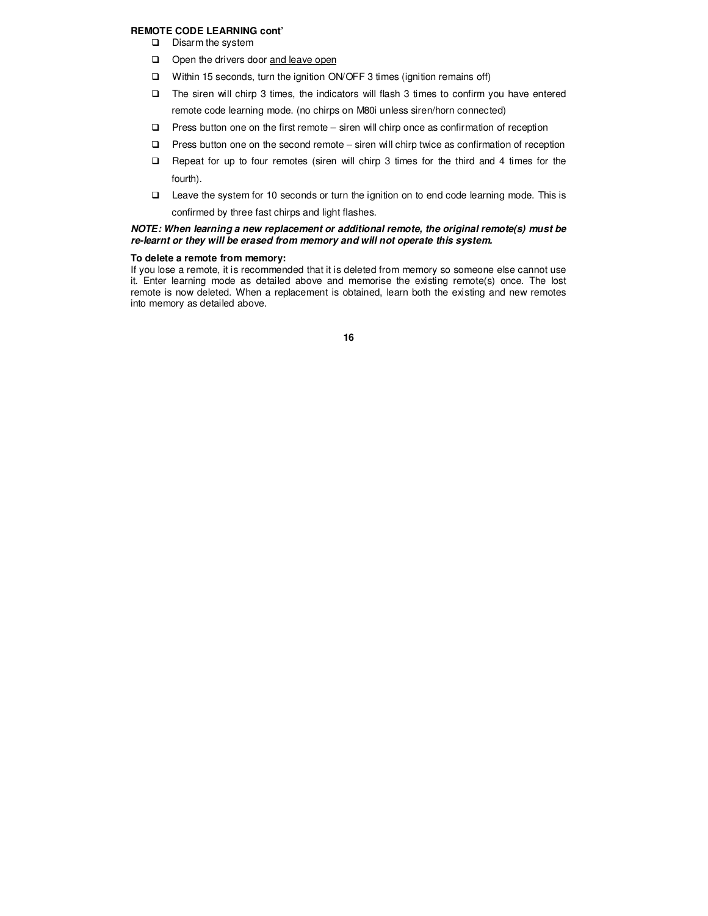**REMOTE CODE LEARNING cont'**

- Disarm the system
- Open the drivers door <u>and leave open</u>
- Within 15 seconds, turn the ignition ON/OFF 3 times (ignition remains off)
- The siren will chirp 3 times, the indicators will flash 3 times to confirm you have entered remote code learning mode. (no chirps on M80i unless siren/horn connected)
- Press button one on the first remote – siren will chirp once as confirmation of reception
- Press button one on the second remote – siren will chirp twice as confirmation of reception
- Repeat for up to four remotes (siren will chirp 3 times for the third and 4 times for the fourth).
- Leave the system for 10 seconds or turn the ignition on to end code learning mode. This is confirmed by three fast chirps and light flashes.

***NOTE: When learning a new replacement or additional remote, the original remote(s) must be re-learnt or they will be erased from memory and will not operate this system.***

**To delete a remote from memory:**
If you lose a remote, it is recommended that it is deleted from memory so someone else cannot use it. Enter learning mode as detailed above and memorise the existing remote(s) once. The lost remote is now deleted. When a replacement is obtained, learn both the existing and new remotes into memory as detailed above.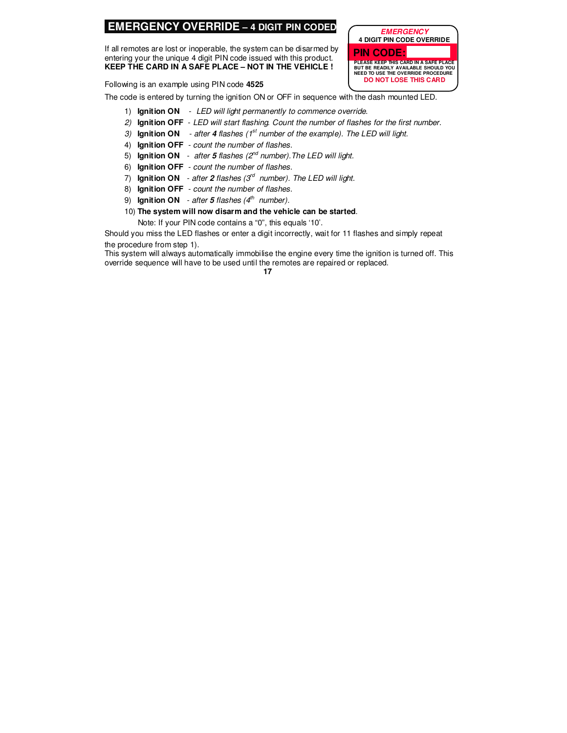# EMERGENCY OVERRIDE – 4 DIGIT PIN CODED

If all remotes are lost or inoperable, the system can be disarmed by entering your the unique 4 digit PIN code issued with this product.
**KEEP THE CARD IN A SAFE PLACE – NOT IN THE VEHICLE !**

> ***EMERGENCY***
> **4 DIGIT PIN CODE OVERRIDE**
> **PIN CODE:**
> **PLEASE KEEP THIS CARD IN A SAFE PLACE BUT BE READILY AVAILABLE SHOULD YOU NEED TO USE THE OVERRIDE PROCEDURE**
> **DO NOT LOSE THIS CARD**

Following is an example using PIN code **4525**

The code is entered by turning the ignition ON or OFF in sequence with the dash mounted LED.

1) **Ignition ON** - *LED will light permanently to commence override.*
2) **Ignition OFF** - *LED will start flashing. Count the number of flashes for the first number.*
3) **Ignition ON** - *after **4** flashes (1st number of the example). The LED will light.*
4) **Ignition OFF** - *count the number of flashes.*
5) **Ignition ON** - *after **5** flashes (2nd number).The LED will light.*
6) **Ignition OFF** - *count the number of flashes.*
7) **Ignition ON** - *after **2** flashes (3rd number). The LED will light.*
8) **Ignition OFF** - *count the number of flashes.*
9) **Ignition ON** - *after **5** flashes (4th number).*
10) **The system will now disarm and the vehicle can be started**.

    Note: If your PIN code contains a "0", this equals '10'.

Should you miss the LED flashes or enter a digit incorrectly, wait for 11 flashes and simply repeat the procedure from step 1).

This system will always automatically immobilise the engine every time the ignition is turned off. This override sequence will have to be used until the remotes are repaired or replaced.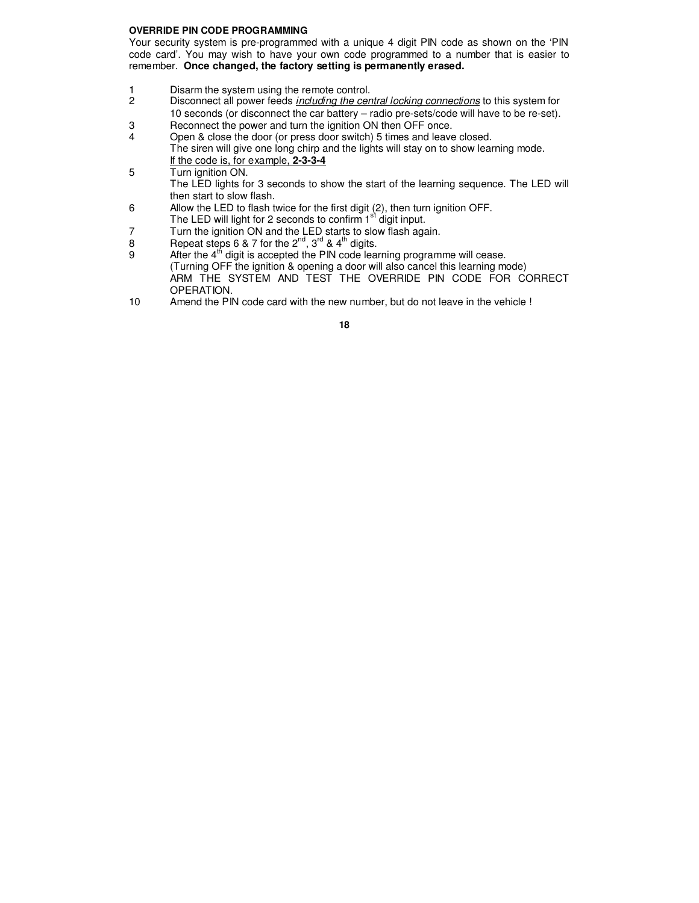**OVERRIDE PIN CODE PROGRAMMING**

Your security system is pre-programmed with a unique 4 digit PIN code as shown on the 'PIN code card'. You may wish to have your own code programmed to a number that is easier to remember. **Once changed, the factory setting is permanently erased.**

1. Disarm the system using the remote control.
2. Disconnect all power feeds *including the central locking connections* to this system for 10 seconds (or disconnect the car battery – radio pre-sets/code will have to be re-set).
3. Reconnect the power and turn the ignition ON then OFF once.
4. Open & close the door (or press door switch) 5 times and leave closed.
   The siren will give one long chirp and the lights will stay on to show learning mode.
   If the code is, for example, **2-3-3-4**
5. Turn ignition ON.
   The LED lights for 3 seconds to show the start of the learning sequence. The LED will then start to slow flash.
6. Allow the LED to flash twice for the first digit (2), then turn ignition OFF.
   The LED will light for 2 seconds to confirm 1st digit input.
7. Turn the ignition ON and the LED starts to slow flash again.
8. Repeat steps 6 & 7 for the 2nd, 3rd & 4th digits.
9. After the 4th digit is accepted the PIN code learning programme will cease.
   (Turning OFF the ignition & opening a door will also cancel this learning mode)
   ARM THE SYSTEM AND TEST THE OVERRIDE PIN CODE FOR CORRECT OPERATION.
10. Amend the PIN code card with the new number, but do not leave in the vehicle !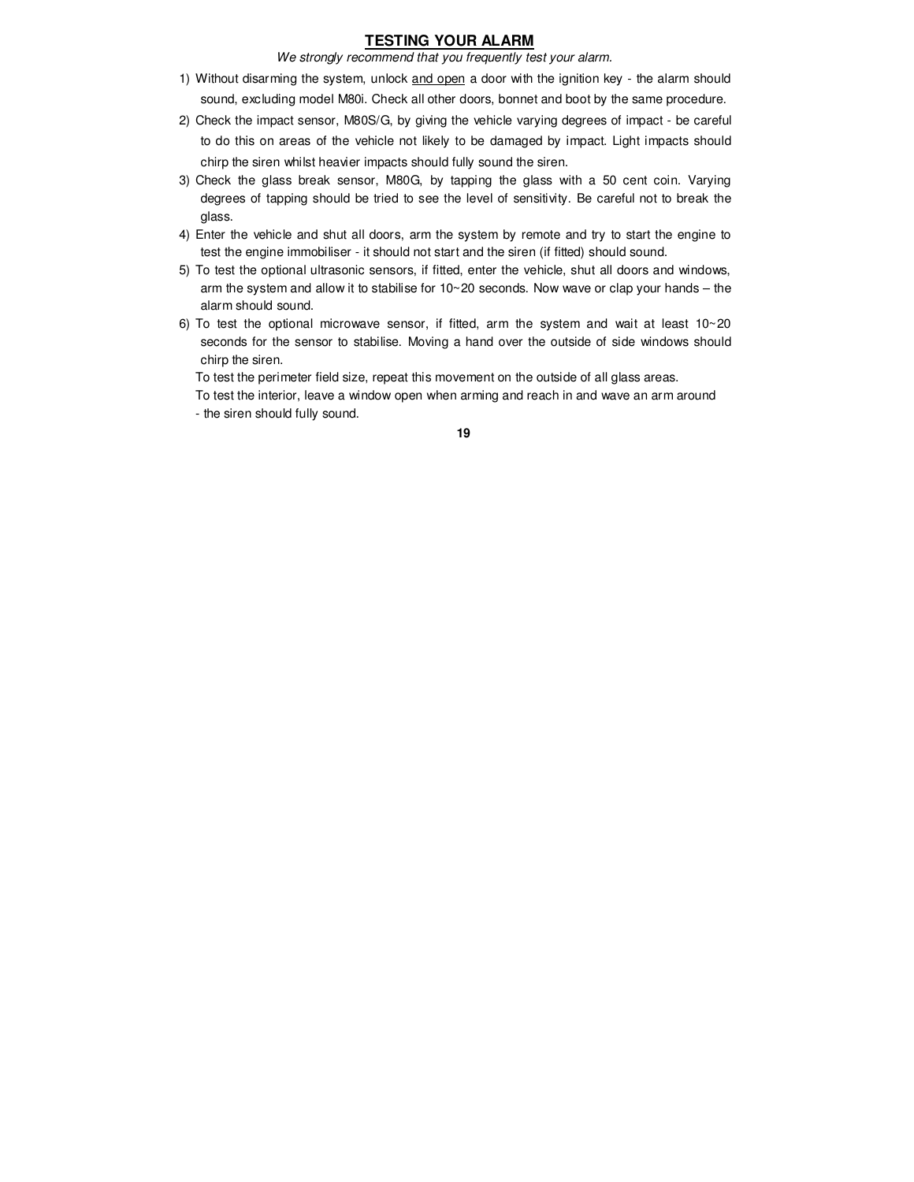## TESTING YOUR ALARM

*We strongly recommend that you frequently test your alarm.*

1) Without disarming the system, unlock <u>and open</u> a door with the ignition key - the alarm should sound, excluding model M80i. Check all other doors, bonnet and boot by the same procedure.
2) Check the impact sensor, M80S/G, by giving the vehicle varying degrees of impact - be careful to do this on areas of the vehicle not likely to be damaged by impact. Light impacts should chirp the siren whilst heavier impacts should fully sound the siren.
3) Check the glass break sensor, M80G, by tapping the glass with a 50 cent coin. Varying degrees of tapping should be tried to see the level of sensitivity. Be careful not to break the glass.
4) Enter the vehicle and shut all doors, arm the system by remote and try to start the engine to test the engine immobiliser - it should not start and the siren (if fitted) should sound.
5) To test the optional ultrasonic sensors, if fitted, enter the vehicle, shut all doors and windows, arm the system and allow it to stabilise for 10~20 seconds. Now wave or clap your hands – the alarm should sound.
6) To test the optional microwave sensor, if fitted, arm the system and wait at least 10~20 seconds for the sensor to stabilise. Moving a hand over the outside of side windows should chirp the siren.

   To test the perimeter field size, repeat this movement on the outside of all glass areas.

   To test the interior, leave a window open when arming and reach in and wave an arm around - the siren should fully sound.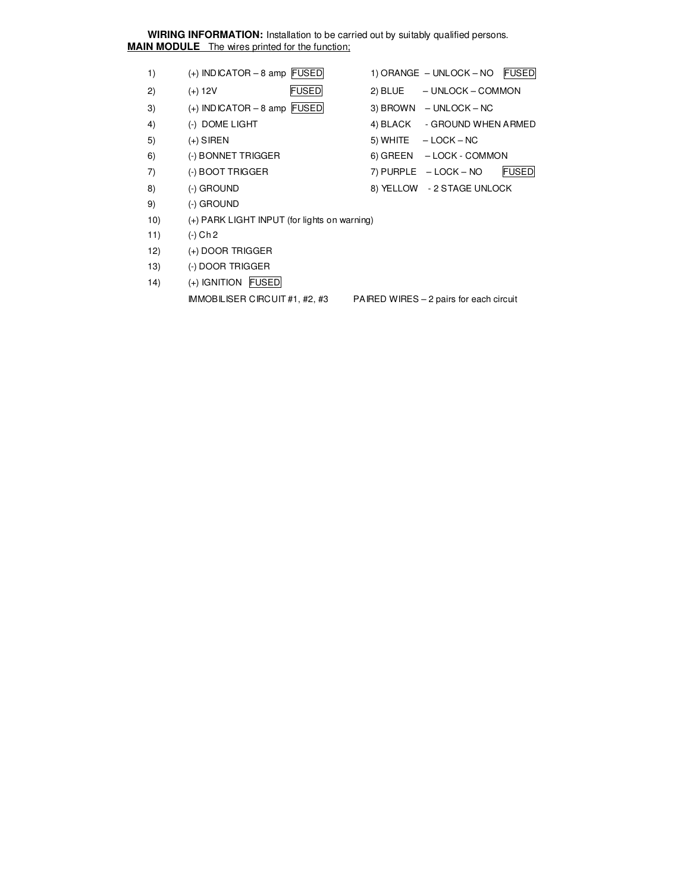**WIRING INFORMATION:** Installation to be carried out by suitably qualified persons.

**MAIN MODULE** The wires printed for the function;

1) (+) INDICATOR – 8 amp FUSED
2) (+) 12V FUSED
3) (+) INDICATOR – 8 amp FUSED
4) (-) DOME LIGHT
5) (+) SIREN
6) (-) BONNET TRIGGER
7) (-) BOOT TRIGGER
8) (-) GROUND
9) (-) GROUND
10) (+) PARK LIGHT INPUT (for lights on warning)
11) (-) Ch 2
12) (+) DOOR TRIGGER
13) (-) DOOR TRIGGER
14) (+) IGNITION FUSED

IMMOBILISER CIRCUIT #1, #2, #3 PAIRED WIRES – 2 pairs for each circuit

1) ORANGE – UNLOCK – NO FUSED
2) BLUE – UNLOCK – COMMON
3) BROWN – UNLOCK – NC
4) BLACK - GROUND WHEN ARMED
5) WHITE – LOCK – NC
6) GREEN – LOCK - COMMON
7) PURPLE – LOCK – NO FUSED
8) YELLOW - 2 STAGE UNLOCK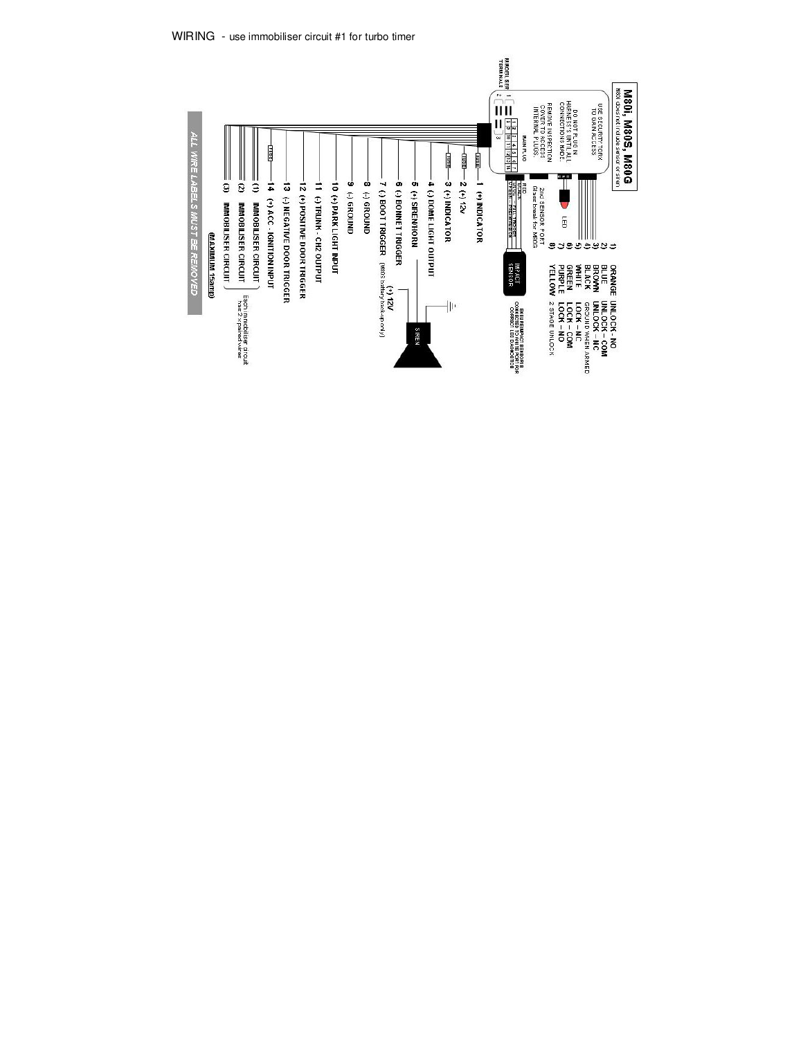WIRING - use immobiliser circuit #1 for turbo timer

## M80i, M80S, M80G

M80i does not include sensor or siren

USE SECURITY TORX TO GAIN ACCESS

DO NOT PLUG IN HARNESS'S UNTIL ALL CONNECTIONS MADE.

REMOVE INSPECTION COVER TO ACCESS INTERNAL PLUGS.

MAIN PLUG

IMMOBILISER TERMINALS

1) ORANGE UNLOCK - NO
2) BLUE UNLOCK - COM
3) BROWN UNLOCK - NC
4) BLACK GROUND WHEN ARMED
5) WHITE LOCK - NC
6) GREEN LOCK - COM
7) PURPLE LOCK - NO
8) YELLOW 2 STAGE UNLOCK

LED

2nd SENSOR PORT (Glass break for M80S)

RED, BLACK, BLUE, GREEN — FULL TRIGGER / PRE-WARNING

IMPACT SENSOR

ENSURE IMPACT SENSOR IS CONNECTED TO MAIN BRAIN FOR CORRECT LED DIAGNOSTICS

- 1 (+) INDICATOR
- 2 (+) 12V
- 3 (+) INDICATOR
- 4 (-) DOME LIGHT OUTPUT
- 5 (+) SIREN/HORN
- 6 (-) BONNET TRIGGER
- 7 (-) BOOT TRIGGER (M80S battery back-up only)
- 8 (-) GROUND
- 9 (-) GROUND
- 10 (+) PARK LIGHT INPUT
- 11 (-) TRUNK - CH2 OUTPUT
- 12 (+) POSITIVE DOOR TRIGGER
- 13 (-) NEGATIVE DOOR TRIGGER
- 14 (+) ACC - IGNITION INPUT
- (1) IMMOBILISER CIRCUIT
- (2) IMMOBILISER CIRCUIT
- (3) IMMOBILISER CIRCUIT

Each immobiliser circuit has 2 x paired wires

(MAXIMUM 15amp)

(+) 12V

SIREN

FUSE

ALL WIRE LABELS MUST BE REMOVED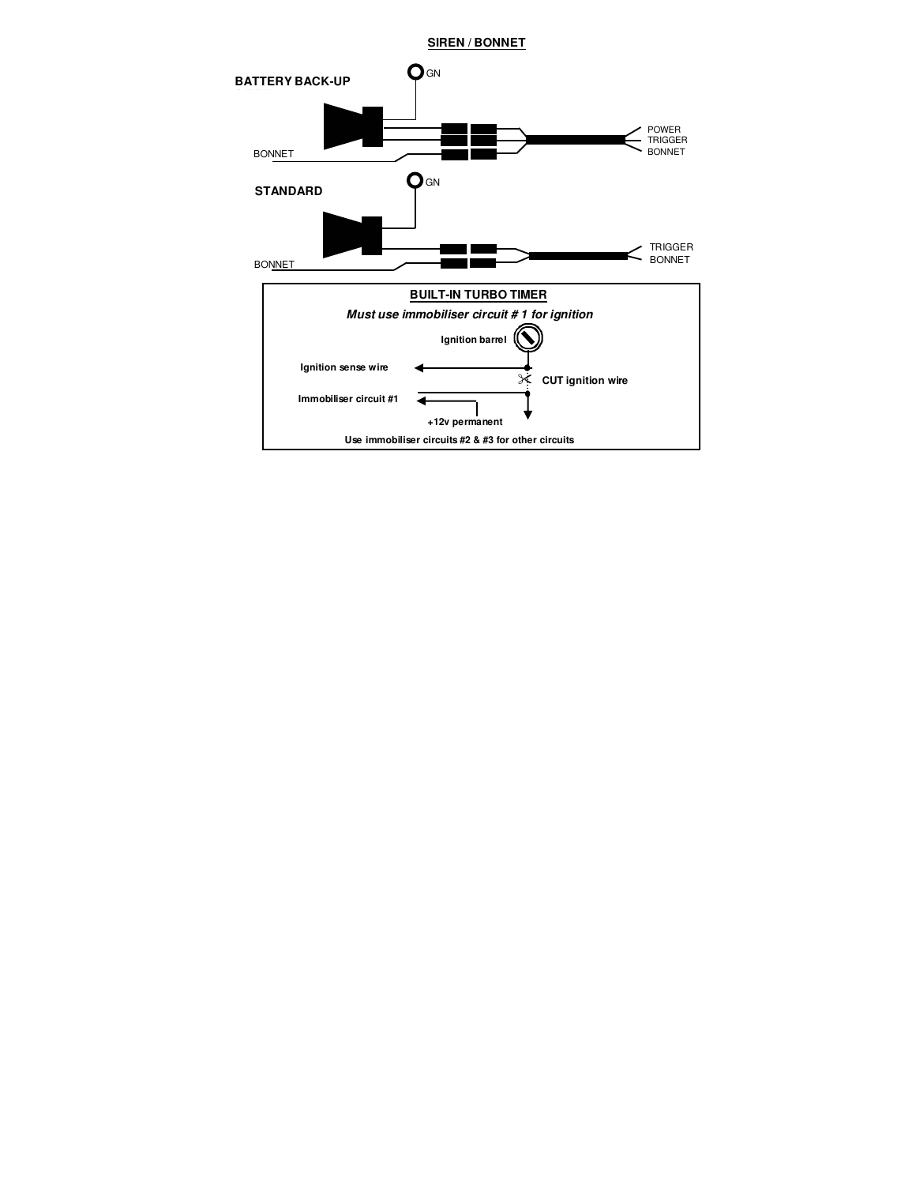## SIREN / BONNET

**BATTERY BACK-UP**

GN

POWER
TRIGGER
BONNET

BONNET

**STANDARD**

GN

TRIGGER
BONNET

BONNET

### BUILT-IN TURBO TIMER

***Must use immobiliser circuit # 1 for ignition***

**Ignition barrel**

**Ignition sense wire**

**CUT ignition wire**

**Immobiliser circuit #1**

**+12v permanent**

**Use immobiliser circuits #2 & #3 for other circuits**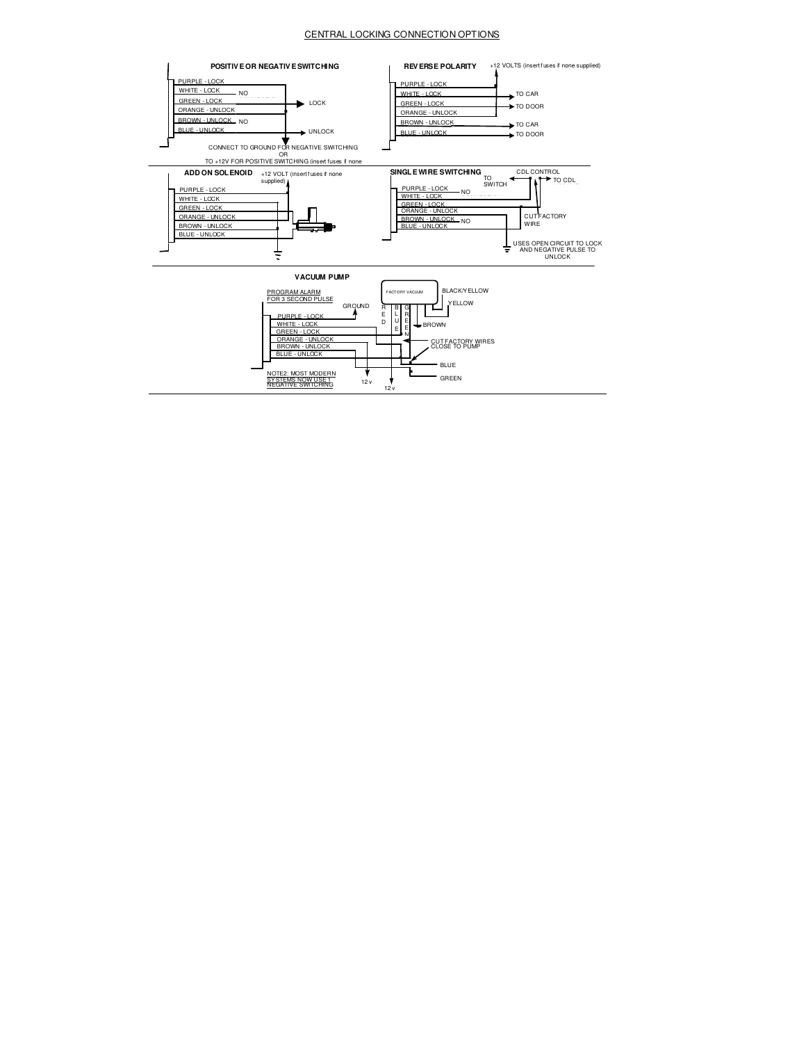## CENTRAL LOCKING CONNECTION OPTIONS

### POSITIVE OR NEGATIVE SWITCHING

PURPLE - LOCK
WHITE - LOCK NO
GREEN - LOCK
ORANGE - UNLOCK
BROWN - UNLOCK NO
BLUE - UNLOCK

LOCK

UNLOCK

CONNECT TO GROUND FOR NEGATIVE SWITCHING
OR
TO +12V FOR POSITIVE SWITCHING (insert fuses if none

### REVERSE POLARITY

+12 VOLTS (insert fuses if none supplied)

PURPLE - LOCK
WHITE - LOCK
GREEN - LOCK
ORANGE - UNLOCK
BROWN - UNLOCK
BLUE - UNLOCK

TO CAR
TO DOOR
TO CAR
TO DOOR

### ADD ON SOLENOID

+12 VOLT (insert fuses if none supplied)

PURPLE - LOCK
WHITE - LOCK
GREEN - LOCK
ORANGE - UNLOCK
BROWN - UNLOCK
BLUE - UNLOCK

### SINGLE WIRE SWITCHING

TO SWITCH
CDL CONTROL
TO CDL

PURPLE - LOCK NO
WHITE - LOCK
GREEN - LOCK
ORANGE - UNLOCK
BROWN - UNLOCK NO
BLUE - UNLOCK

CUT FACTORY WIRE

USES OPEN CIRCUIT TO LOCK AND NEGATIVE PULSE TO UNLOCK

### VACUUM PUMP

PROGRAM ALARM FOR 3 SECOND PULSE

GROUND

FACTORY VACUUM

BLACK/YELLOW
YELLOW
R E D
B L U E
G R E E N
BROWN

PURPLE - LOCK
WHITE - LOCK
GREEN - LOCK
ORANGE - UNLOCK
BROWN - UNLOCK
BLUE - UNLOCK

CUT FACTORY WIRES CLOSE TO PUMP

BLUE
GREEN

NOTE2: MOST MODERN SYSTEMS NOW USE 1 NEGATIVE SWITCHING

12 v
12 v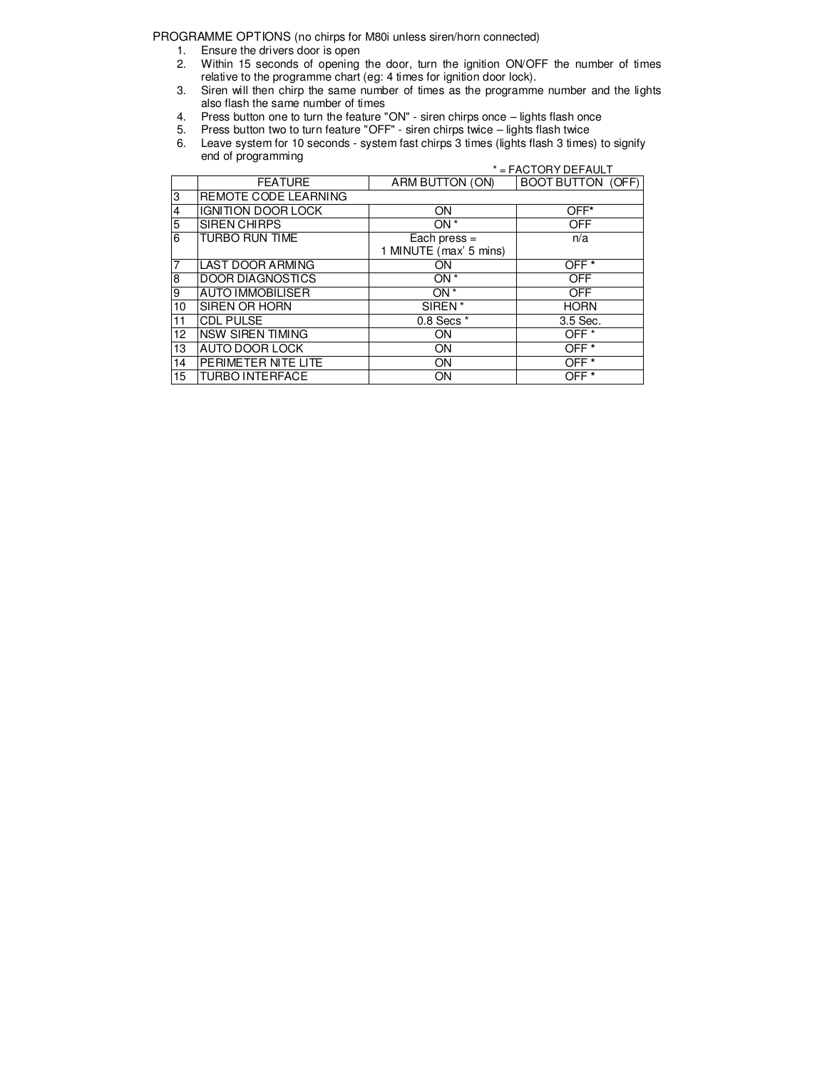PROGRAMME OPTIONS (no chirps for M80i unless siren/horn connected)

1. Ensure the drivers door is open
2. Within 15 seconds of opening the door, turn the ignition ON/OFF the number of times relative to the programme chart (eg: 4 times for ignition door lock).
3. Siren will then chirp the same number of times as the programme number and the lights also flash the same number of times
4. Press button one to turn the feature "ON" - siren chirps once – lights flash once
5. Press button two to turn feature "OFF" - siren chirps twice – lights flash twice
6. Leave system for 10 seconds - system fast chirps 3 times (lights flash 3 times) to signify end of programming

\* = FACTORY DEFAULT

| | FEATURE | ARM BUTTON (ON) | BOOT BUTTON (OFF) |
|---|---|---|---|
| 3 | REMOTE CODE LEARNING | | |
| 4 | IGNITION DOOR LOCK | ON | OFF* |
| 5 | SIREN CHIRPS | ON * | OFF |
| 6 | TURBO RUN TIME | Each press = 1 MINUTE (max' 5 mins) | n/a |
| 7 | LAST DOOR ARMING | ON | OFF * |
| 8 | DOOR DIAGNOSTICS | ON * | OFF |
| 9 | AUTO IMMOBILISER | ON * | OFF |
| 10 | SIREN OR HORN | SIREN * | HORN |
| 11 | CDL PULSE | 0.8 Secs * | 3.5 Sec. |
| 12 | NSW SIREN TIMING | ON | OFF * |
| 13 | AUTO DOOR LOCK | ON | OFF * |
| 14 | PERIMETER NITE LITE | ON | OFF * |
| 15 | TURBO INTERFACE | ON | OFF * |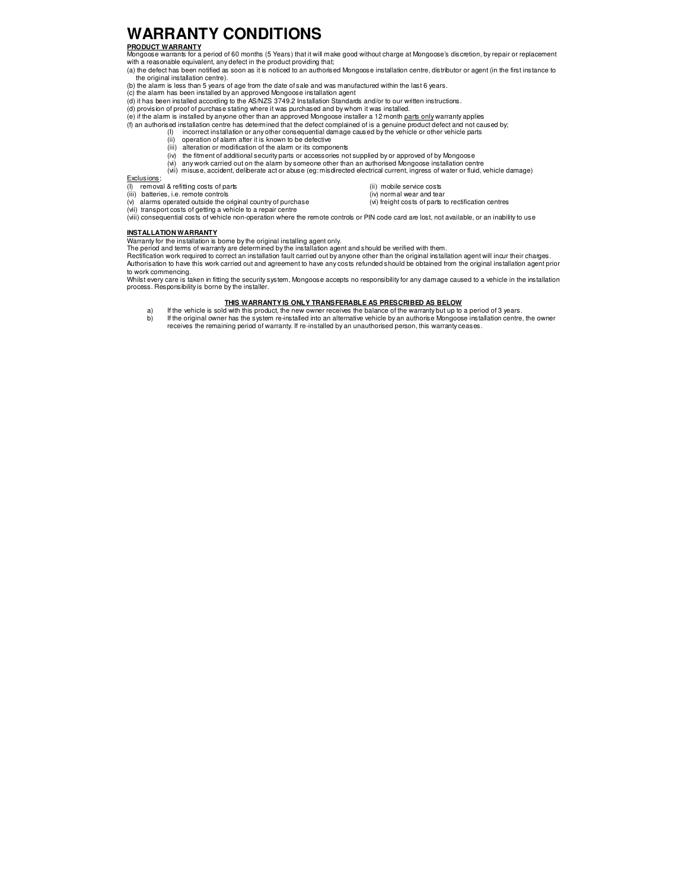# WARRANTY CONDITIONS

**PRODUCT WARRANTY**

Mongoose warrants for a period of 60 months (5 Years) that it will make good without charge at Mongoose's discretion, by repair or replacement with a reasonable equivalent, any defect in the product providing that;

(a) the defect has been notified as soon as it is noticed to an authorised Mongoose installation centre, distributor or agent (in the first instance to the original installation centre).
(b) the alarm is less than 5 years of age from the date of sale and was manufactured within the last 6 years.
(c) the alarm has been installed by an approved Mongoose installation agent
(d) it has been installed according to the AS/NZS 3749.2 Installation Standards and/or to our written instructions.
(d) provision of proof of purchase stating where it was purchased and by whom it was installed.
(e) if the alarm is installed by anyone other than an approved Mongoose installer a 12 month parts only warranty applies
(f) an authorised installation centre has determined that the defect complained of is a genuine product defect and not caused by;

- (I) incorrect installation or any other consequential damage caused by the vehicle or other vehicle parts
- (ii) operation of alarm after it is known to be defective
- (iii) alteration or modification of the alarm or its components
- (iv) the fitment of additional security parts or accessories not supplied by or approved of by Mongoose
- (vi) any work carried out on the alarm by someone other than an authorised Mongoose installation centre
- (vii) misuse, accident, deliberate act or abuse (eg: misdirected electrical current, ingress of water or fluid, vehicle damage)

Exclusions;

(I) removal & refitting costs of parts
(ii) mobile service costs
(iii) batteries, i.e. remote controls
(iv) normal wear and tear
(v) alarms operated outside the original country of purchase
(vi) freight costs of parts to rectification centres
(vii) transport costs of getting a vehicle to a repair centre
(viii) consequential costs of vehicle non-operation where the remote controls or PIN code card are lost, not available, or an inability to use

**INSTALLATION WARRANTY**

Warranty for the installation is borne by the original installing agent only.
The period and terms of warranty are determined by the installation agent and should be verified with them.
Rectification work required to correct an installation fault carried out by anyone other than the original installation agent will incur their charges. Authorisation to have this work carried out and agreement to have any costs refunded should be obtained from the original installation agent prior to work commencing.
Whilst every care is taken in fitting the security system, Mongoose accepts no responsibility for any damage caused to a vehicle in the installation process. Responsibility is borne by the installer.

**THIS WARRANTY IS ONLY TRANSFERABLE AS PRESCRIBED AS BELOW**

a) If the vehicle is sold with this product, the new owner receives the balance of the warranty but up to a period of 3 years.
b) If the original owner has the system re-installed into an alternative vehicle by an authorise Mongoose installation centre, the owner receives the remaining period of warranty. If re-installed by an unauthorised person, this warranty ceases.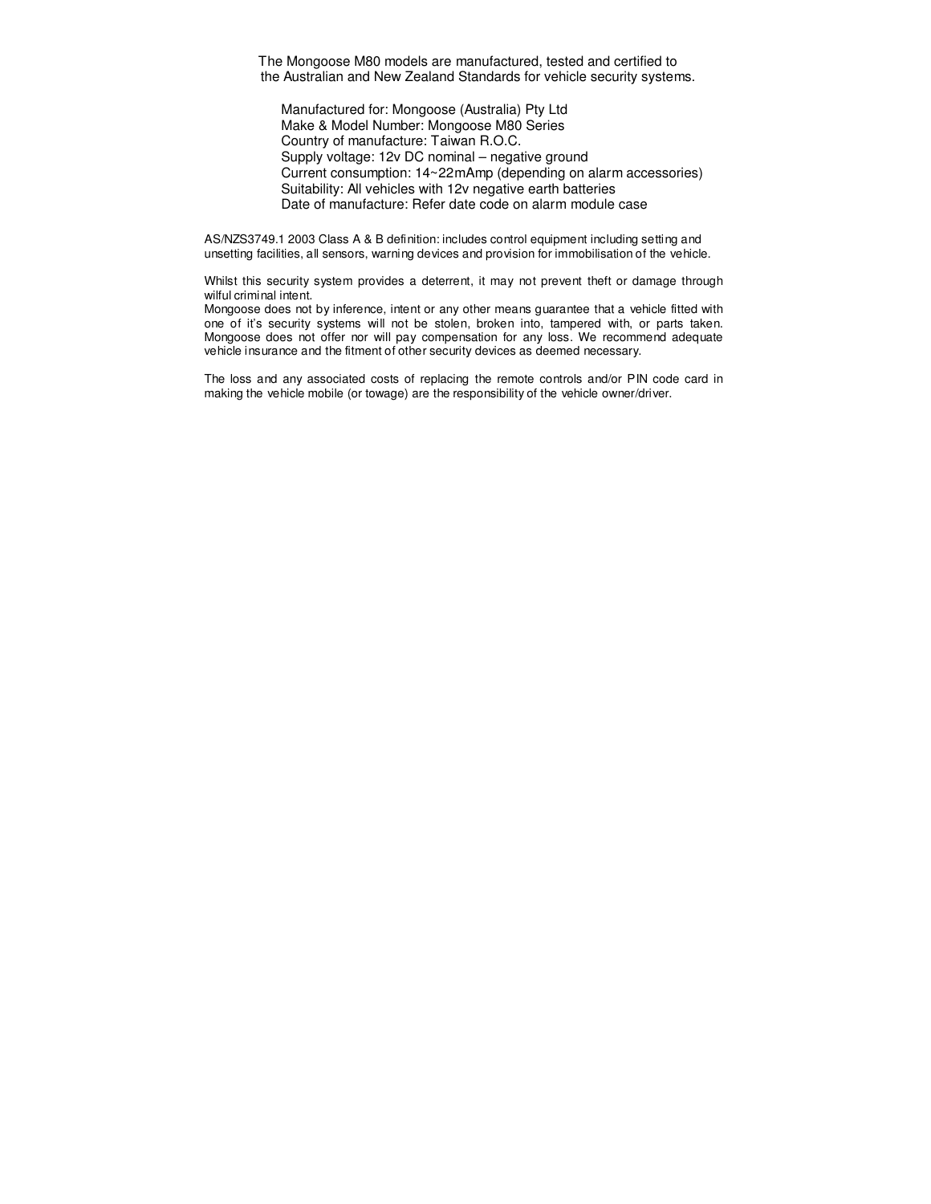The Mongoose M80 models are manufactured, tested and certified to the Australian and New Zealand Standards for vehicle security systems.

Manufactured for: Mongoose (Australia) Pty Ltd
Make & Model Number: Mongoose M80 Series
Country of manufacture: Taiwan R.O.C.
Supply voltage: 12v DC nominal – negative ground
Current consumption: 14~22mAmp (depending on alarm accessories)
Suitability: All vehicles with 12v negative earth batteries
Date of manufacture: Refer date code on alarm module case

AS/NZS3749.1 2003 Class A & B definition: includes control equipment including setting and unsetting facilities, all sensors, warning devices and provision for immobilisation of the vehicle.

Whilst this security system provides a deterrent, it may not prevent theft or damage through wilful criminal intent.
Mongoose does not by inference, intent or any other means guarantee that a vehicle fitted with one of it's security systems will not be stolen, broken into, tampered with, or parts taken. Mongoose does not offer nor will pay compensation for any loss. We recommend adequate vehicle insurance and the fitment of other security devices as deemed necessary.

The loss and any associated costs of replacing the remote controls and/or PIN code card in making the vehicle mobile (or towage) are the responsibility of the vehicle owner/driver.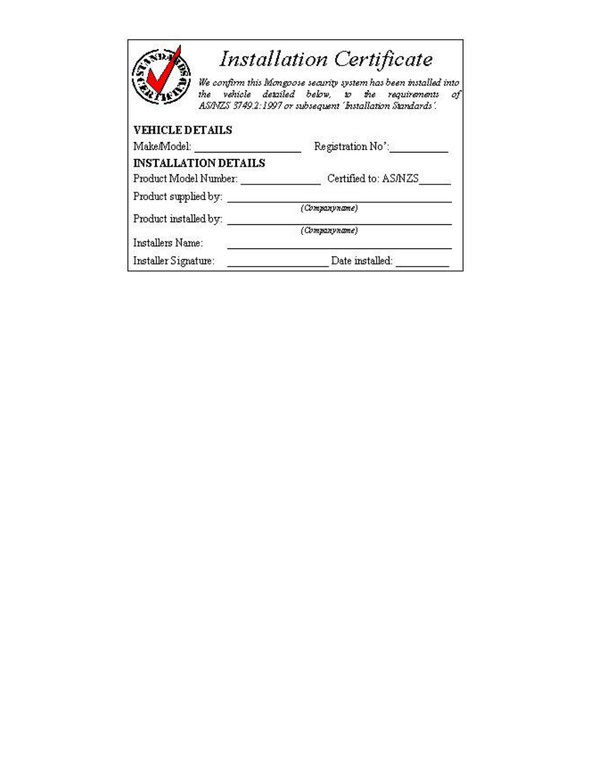# *Installation Certificate*

*We confirm this Mongoose security system has been installed into the vehicle detailed below, to the requirements of AS/NZS 3749.2:1997 or subsequent 'Installation Standards'.*

**VEHICLE DETAILS**

Make/Model: ____________________ Registration No': __________

**INSTALLATION DETAILS**

Product Model Number: ______________ Certified to: AS/NZS______

Product supplied by: ________________________________________
*(Companyname)*

Product installed by: ________________________________________
*(Companyname)*

Installers Name: ________________________________________

Installer Signature: __________________ Date installed: __________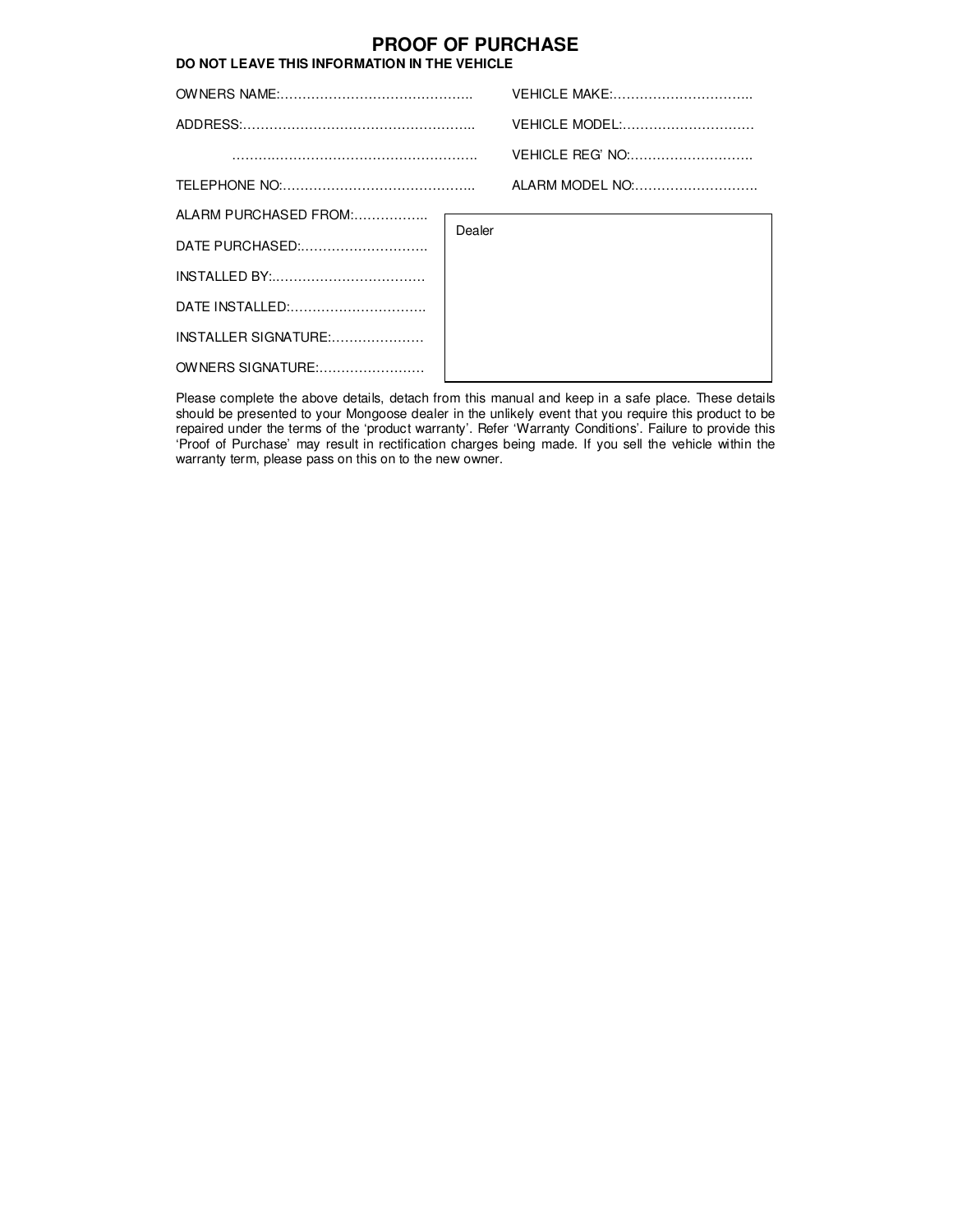# PROOF OF PURCHASE

**DO NOT LEAVE THIS INFORMATION IN THE VEHICLE**

OWNERS NAME:……………………………………. VEHICLE MAKE:…………………………..

ADDRESS:…………………………………………….. VEHICLE MODEL:…………………………

……..…………………………………………. VEHICLE REG' NO:……………………….

TELEPHONE NO:…………………………………….. ALARM MODEL NO:……………………….

ALARM PURCHASED FROM:……………..

DATE PURCHASED:……………………….

INSTALLED BY:..……………………………

DATE INSTALLED:………………………….

INSTALLER SIGNATURE:…………………

OWNERS SIGNATURE:……………………

| Dealer |
| --- |
| |

Please complete the above details, detach from this manual and keep in a safe place. These details should be presented to your Mongoose dealer in the unlikely event that you require this product to be repaired under the terms of the 'product warranty'. Refer 'Warranty Conditions'. Failure to provide this 'Proof of Purchase' may result in rectification charges being made. If you sell the vehicle within the warranty term, please pass on this on to the new owner.